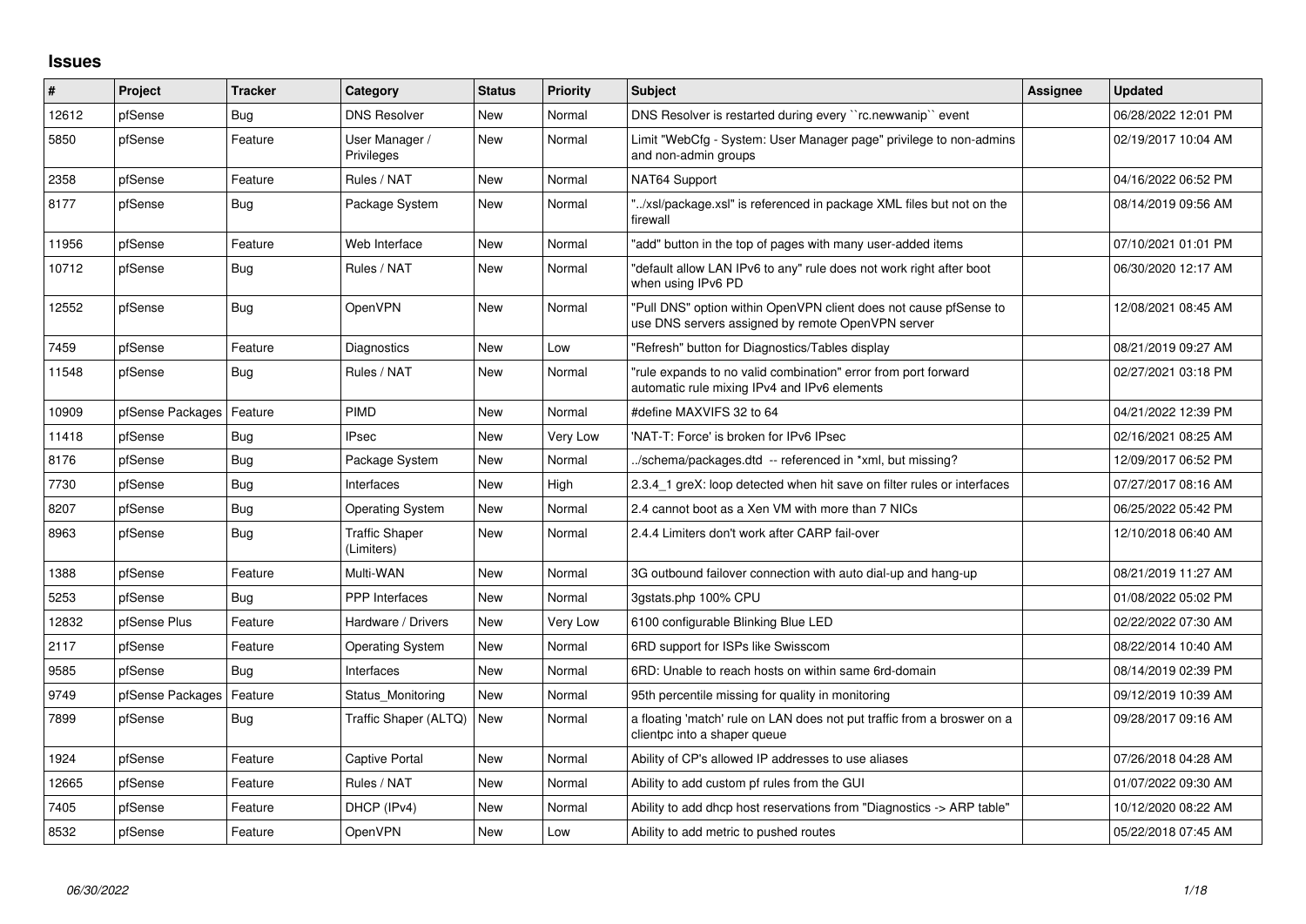## Issues

| # | Project | Tracker | Category | Status | Priority | Subject | Assignee | Updated |
|---|---|---|---|---|---|---|---|---|
| 12612 | pfSense | Bug | DNS Resolver | New | Normal | DNS Resolver is restarted during every ``rc.newwanip`` event | | 06/28/2022 12:01 PM |
| 5850 | pfSense | Feature | User Manager / Privileges | New | Normal | Limit "WebCfg - System: User Manager page" privilege to non-admins and non-admin groups | | 02/19/2017 10:04 AM |
| 2358 | pfSense | Feature | Rules / NAT | New | Normal | NAT64 Support | | 04/16/2022 06:52 PM |
| 8177 | pfSense | Bug | Package System | New | Normal | "../xsl/package.xsl" is referenced in package XML files but not on the firewall | | 08/14/2019 09:56 AM |
| 11956 | pfSense | Feature | Web Interface | New | Normal | "add" button in the top of pages with many user-added items | | 07/10/2021 01:01 PM |
| 10712 | pfSense | Bug | Rules / NAT | New | Normal | "default allow LAN IPv6 to any" rule does not work right after boot when using IPv6 PD | | 06/30/2020 12:17 AM |
| 12552 | pfSense | Bug | OpenVPN | New | Normal | "Pull DNS" option within OpenVPN client does not cause pfSense to use DNS servers assigned by remote OpenVPN server | | 12/08/2021 08:45 AM |
| 7459 | pfSense | Feature | Diagnostics | New | Low | "Refresh" button for Diagnostics/Tables display | | 08/21/2019 09:27 AM |
| 11548 | pfSense | Bug | Rules / NAT | New | Normal | "rule expands to no valid combination" error from port forward automatic rule mixing IPv4 and IPv6 elements | | 02/27/2021 03:18 PM |
| 10909 | pfSense Packages | Feature | PIMD | New | Normal | #define MAXVIFS 32 to 64 | | 04/21/2022 12:39 PM |
| 11418 | pfSense | Bug | IPsec | New | Very Low | 'NAT-T: Force' is broken for IPv6 IPsec | | 02/16/2021 08:25 AM |
| 8176 | pfSense | Bug | Package System | New | Normal | ../schema/packages.dtd -- referenced in *xml, but missing? | | 12/09/2017 06:52 PM |
| 7730 | pfSense | Bug | Interfaces | New | High | 2.3.4_1 greX: loop detected when hit save on filter rules or interfaces | | 07/27/2017 08:16 AM |
| 8207 | pfSense | Bug | Operating System | New | Normal | 2.4 cannot boot as a Xen VM with more than 7 NICs | | 06/25/2022 05:42 PM |
| 8963 | pfSense | Bug | Traffic Shaper (Limiters) | New | Normal | 2.4.4 Limiters don't work after CARP fail-over | | 12/10/2018 06:40 AM |
| 1388 | pfSense | Feature | Multi-WAN | New | Normal | 3G outbound failover connection with auto dial-up and hang-up | | 08/21/2019 11:27 AM |
| 5253 | pfSense | Bug | PPP Interfaces | New | Normal | 3gstats.php 100% CPU | | 01/08/2022 05:02 PM |
| 12832 | pfSense Plus | Feature | Hardware / Drivers | New | Very Low | 6100 configurable Blinking Blue LED | | 02/22/2022 07:30 AM |
| 2117 | pfSense | Feature | Operating System | New | Normal | 6RD support for ISPs like Swisscom | | 08/22/2014 10:40 AM |
| 9585 | pfSense | Bug | Interfaces | New | Normal | 6RD: Unable to reach hosts on within same 6rd-domain | | 08/14/2019 02:39 PM |
| 9749 | pfSense Packages | Feature | Status_Monitoring | New | Normal | 95th percentile missing for quality in monitoring | | 09/12/2019 10:39 AM |
| 7899 | pfSense | Bug | Traffic Shaper (ALTQ) | New | Normal | a floating 'match' rule on LAN does not put traffic from a broswer on a clientpc into a shaper queue | | 09/28/2017 09:16 AM |
| 1924 | pfSense | Feature | Captive Portal | New | Normal | Ability of CP's allowed IP addresses to use aliases | | 07/26/2018 04:28 AM |
| 12665 | pfSense | Feature | Rules / NAT | New | Normal | Ability to add custom pf rules from the GUI | | 01/07/2022 09:30 AM |
| 7405 | pfSense | Feature | DHCP (IPv4) | New | Normal | Ability to add dhcp host reservations from "Diagnostics -> ARP table" | | 10/12/2020 08:22 AM |
| 8532 | pfSense | Feature | OpenVPN | New | Low | Ability to add metric to pushed routes | | 05/22/2018 07:45 AM |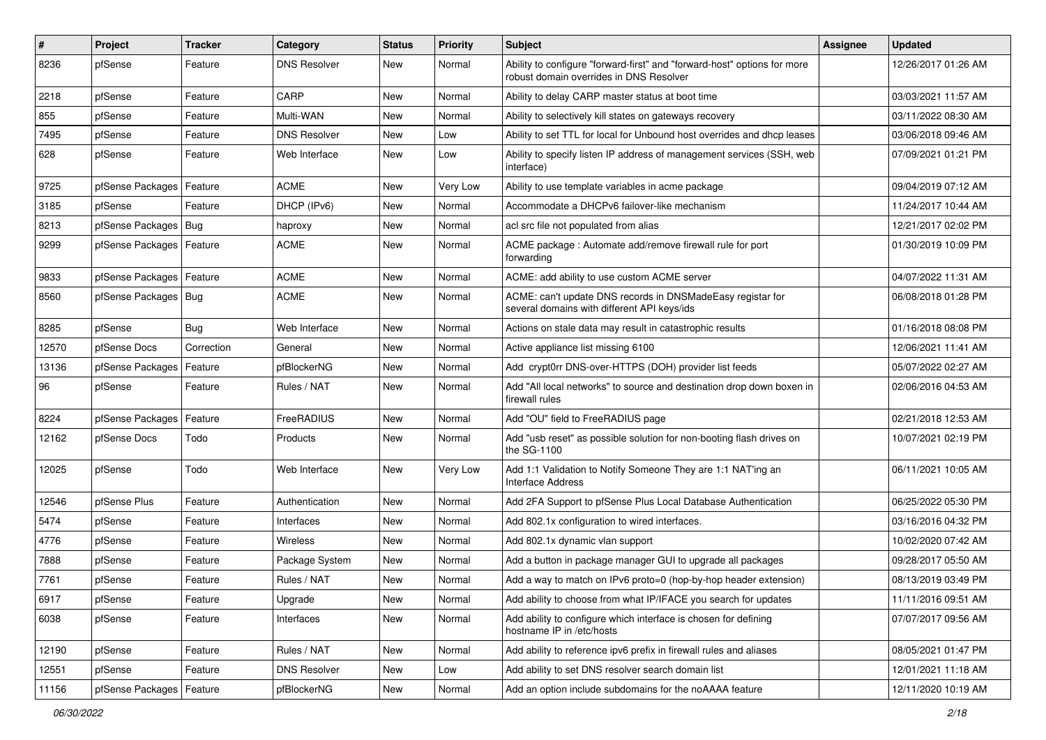| # | Project | Tracker | Category | Status | Priority | Subject | Assignee | Updated |
|---|---|---|---|---|---|---|---|---|
| 8236 | pfSense | Feature | DNS Resolver | New | Normal | Ability to configure "forward-first" and "forward-host" options for more robust domain overrides in DNS Resolver | | 12/26/2017 01:26 AM |
| 2218 | pfSense | Feature | CARP | New | Normal | Ability to delay CARP master status at boot time | | 03/03/2021 11:57 AM |
| 855 | pfSense | Feature | Multi-WAN | New | Normal | Ability to selectively kill states on gateways recovery | | 03/11/2022 08:30 AM |
| 7495 | pfSense | Feature | DNS Resolver | New | Low | Ability to set TTL for local for Unbound host overrides and dhcp leases | | 03/06/2018 09:46 AM |
| 628 | pfSense | Feature | Web Interface | New | Low | Ability to specify listen IP address of management services (SSH, web interface) | | 07/09/2021 01:21 PM |
| 9725 | pfSense Packages | Feature | ACME | New | Very Low | Ability to use template variables in acme package | | 09/04/2019 07:12 AM |
| 3185 | pfSense | Feature | DHCP (IPv6) | New | Normal | Accommodate a DHCPv6 failover-like mechanism | | 11/24/2017 10:44 AM |
| 8213 | pfSense Packages | Bug | haproxy | New | Normal | acl src file not populated from alias | | 12/21/2017 02:02 PM |
| 9299 | pfSense Packages | Feature | ACME | New | Normal | ACME package : Automate add/remove firewall rule for port forwarding | | 01/30/2019 10:09 PM |
| 9833 | pfSense Packages | Feature | ACME | New | Normal | ACME: add ability to use custom ACME server | | 04/07/2022 11:31 AM |
| 8560 | pfSense Packages | Bug | ACME | New | Normal | ACME: can't update DNS records in DNSMadeEasy registar for several domains with different API keys/ids | | 06/08/2018 01:28 PM |
| 8285 | pfSense | Bug | Web Interface | New | Normal | Actions on stale data may result in catastrophic results | | 01/16/2018 08:08 PM |
| 12570 | pfSense Docs | Correction | General | New | Normal | Active appliance list missing 6100 | | 12/06/2021 11:41 AM |
| 13136 | pfSense Packages | Feature | pfBlockerNG | New | Normal | Add crypt0rr DNS-over-HTTPS (DOH) provider list feeds | | 05/07/2022 02:27 AM |
| 96 | pfSense | Feature | Rules / NAT | New | Normal | Add "All local networks" to source and destination drop down boxen in firewall rules | | 02/06/2016 04:53 AM |
| 8224 | pfSense Packages | Feature | FreeRADIUS | New | Normal | Add "OU" field to FreeRADIUS page | | 02/21/2018 12:53 AM |
| 12162 | pfSense Docs | Todo | Products | New | Normal | Add "usb reset" as possible solution for non-booting flash drives on the SG-1100 | | 10/07/2021 02:19 PM |
| 12025 | pfSense | Todo | Web Interface | New | Very Low | Add 1:1 Validation to Notify Someone They are 1:1 NAT'ing an Interface Address | | 06/11/2021 10:05 AM |
| 12546 | pfSense Plus | Feature | Authentication | New | Normal | Add 2FA Support to pfSense Plus Local Database Authentication | | 06/25/2022 05:30 PM |
| 5474 | pfSense | Feature | Interfaces | New | Normal | Add 802.1x configuration to wired interfaces. | | 03/16/2016 04:32 PM |
| 4776 | pfSense | Feature | Wireless | New | Normal | Add 802.1x dynamic vlan support | | 10/02/2020 07:42 AM |
| 7888 | pfSense | Feature | Package System | New | Normal | Add a button in package manager GUI to upgrade all packages | | 09/28/2017 05:50 AM |
| 7761 | pfSense | Feature | Rules / NAT | New | Normal | Add a way to match on IPv6 proto=0 (hop-by-hop header extension) | | 08/13/2019 03:49 PM |
| 6917 | pfSense | Feature | Upgrade | New | Normal | Add ability to choose from what IP/IFACE you search for updates | | 11/11/2016 09:51 AM |
| 6038 | pfSense | Feature | Interfaces | New | Normal | Add ability to configure which interface is chosen for defining hostname IP in /etc/hosts | | 07/07/2017 09:56 AM |
| 12190 | pfSense | Feature | Rules / NAT | New | Normal | Add ability to reference ipv6 prefix in firewall rules and aliases | | 08/05/2021 01:47 PM |
| 12551 | pfSense | Feature | DNS Resolver | New | Low | Add ability to set DNS resolver search domain list | | 12/01/2021 11:18 AM |
| 11156 | pfSense Packages | Feature | pfBlockerNG | New | Normal | Add an option include subdomains for the noAAAA feature | | 12/11/2020 10:19 AM |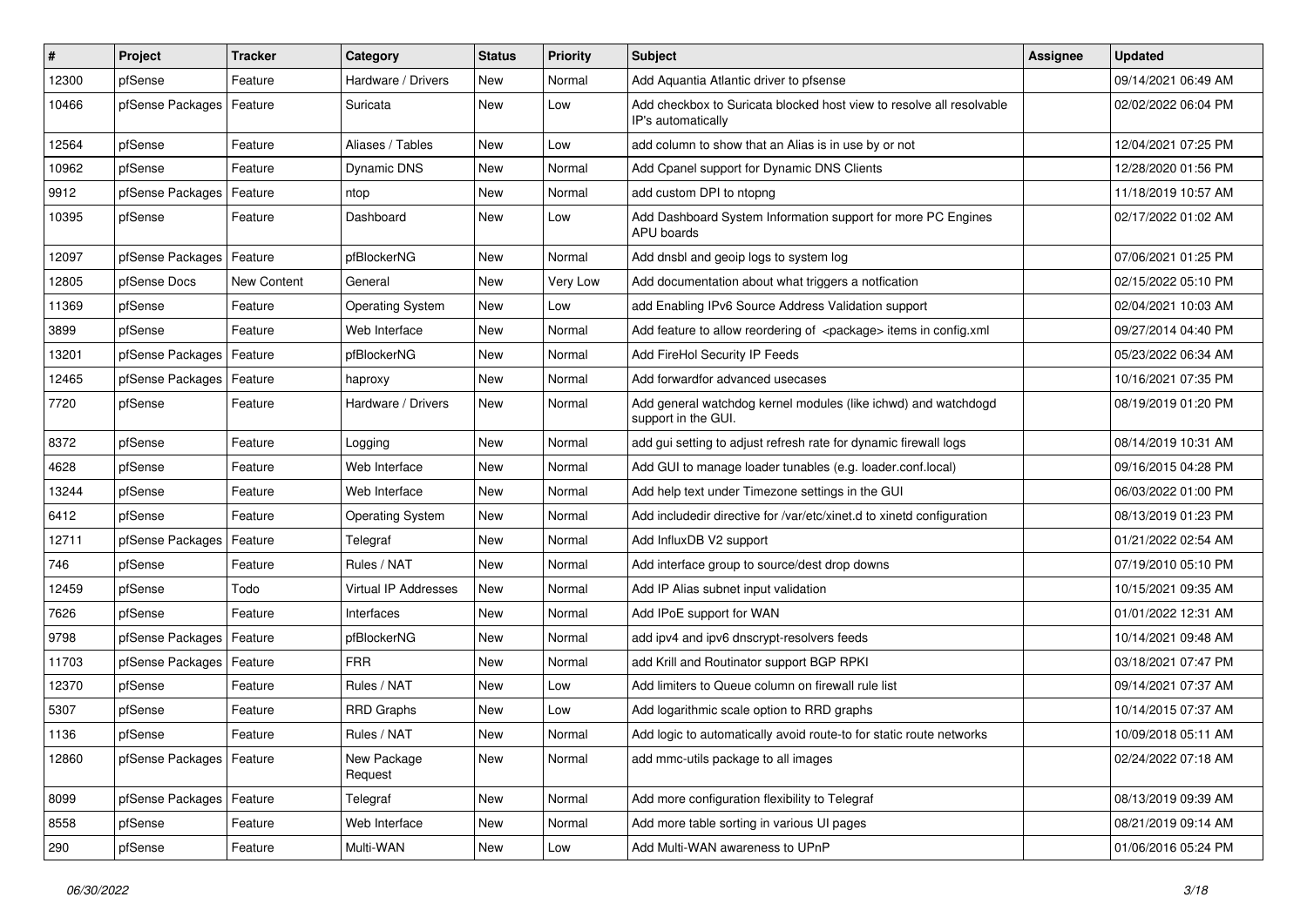| # | Project | Tracker | Category | Status | Priority | Subject | Assignee | Updated |
|---|---|---|---|---|---|---|---|---|
| 12300 | pfSense | Feature | Hardware / Drivers | New | Normal | Add Aquantia Atlantic driver to pfsense | | 09/14/2021 06:49 AM |
| 10466 | pfSense Packages | Feature | Suricata | New | Low | Add checkbox to Suricata blocked host view to resolve all resolvable IP's automatically | | 02/02/2022 06:04 PM |
| 12564 | pfSense | Feature | Aliases / Tables | New | Low | add column to show that an Alias is in use by or not | | 12/04/2021 07:25 PM |
| 10962 | pfSense | Feature | Dynamic DNS | New | Normal | Add Cpanel support for Dynamic DNS Clients | | 12/28/2020 01:56 PM |
| 9912 | pfSense Packages | Feature | ntop | New | Normal | add custom DPI to ntopng | | 11/18/2019 10:57 AM |
| 10395 | pfSense | Feature | Dashboard | New | Low | Add Dashboard System Information support for more PC Engines APU boards | | 02/17/2022 01:02 AM |
| 12097 | pfSense Packages | Feature | pfBlockerNG | New | Normal | Add dnsbl and geoip logs to system log | | 07/06/2021 01:25 PM |
| 12805 | pfSense Docs | New Content | General | New | Very Low | Add documentation about what triggers a notfication | | 02/15/2022 05:10 PM |
| 11369 | pfSense | Feature | Operating System | New | Low | add Enabling IPv6 Source Address Validation support | | 02/04/2021 10:03 AM |
| 3899 | pfSense | Feature | Web Interface | New | Normal | Add feature to allow reordering of <package> items in config.xml | | 09/27/2014 04:40 PM |
| 13201 | pfSense Packages | Feature | pfBlockerNG | New | Normal | Add FireHol Security IP Feeds | | 05/23/2022 06:34 AM |
| 12465 | pfSense Packages | Feature | haproxy | New | Normal | Add forwardfor advanced usecases | | 10/16/2021 07:35 PM |
| 7720 | pfSense | Feature | Hardware / Drivers | New | Normal | Add general watchdog kernel modules (like ichwd) and watchdogd support in the GUI. | | 08/19/2019 01:20 PM |
| 8372 | pfSense | Feature | Logging | New | Normal | add gui setting to adjust refresh rate for dynamic firewall logs | | 08/14/2019 10:31 AM |
| 4628 | pfSense | Feature | Web Interface | New | Normal | Add GUI to manage loader tunables (e.g. loader.conf.local) | | 09/16/2015 04:28 PM |
| 13244 | pfSense | Feature | Web Interface | New | Normal | Add help text under Timezone settings in the GUI | | 06/03/2022 01:00 PM |
| 6412 | pfSense | Feature | Operating System | New | Normal | Add includedir directive for /var/etc/xinet.d to xinetd configuration | | 08/13/2019 01:23 PM |
| 12711 | pfSense Packages | Feature | Telegraf | New | Normal | Add InfluxDB V2 support | | 01/21/2022 02:54 AM |
| 746 | pfSense | Feature | Rules / NAT | New | Normal | Add interface group to source/dest drop downs | | 07/19/2010 05:10 PM |
| 12459 | pfSense | Todo | Virtual IP Addresses | New | Normal | Add IP Alias subnet input validation | | 10/15/2021 09:35 AM |
| 7626 | pfSense | Feature | Interfaces | New | Normal | Add IPoE support for WAN | | 01/01/2022 12:31 AM |
| 9798 | pfSense Packages | Feature | pfBlockerNG | New | Normal | add ipv4 and ipv6 dnscrypt-resolvers feeds | | 10/14/2021 09:48 AM |
| 11703 | pfSense Packages | Feature | FRR | New | Normal | add Krill and Routinator support BGP RPKI | | 03/18/2021 07:47 PM |
| 12370 | pfSense | Feature | Rules / NAT | New | Low | Add limiters to Queue column on firewall rule list | | 09/14/2021 07:37 AM |
| 5307 | pfSense | Feature | RRD Graphs | New | Low | Add logarithmic scale option to RRD graphs | | 10/14/2015 07:37 AM |
| 1136 | pfSense | Feature | Rules / NAT | New | Normal | Add logic to automatically avoid route-to for static route networks | | 10/09/2018 05:11 AM |
| 12860 | pfSense Packages | Feature | New Package Request | New | Normal | add mmc-utils package to all images | | 02/24/2022 07:18 AM |
| 8099 | pfSense Packages | Feature | Telegraf | New | Normal | Add more configuration flexibility to Telegraf | | 08/13/2019 09:39 AM |
| 8558 | pfSense | Feature | Web Interface | New | Normal | Add more table sorting in various UI pages | | 08/21/2019 09:14 AM |
| 290 | pfSense | Feature | Multi-WAN | New | Low | Add Multi-WAN awareness to UPnP | | 01/06/2016 05:24 PM |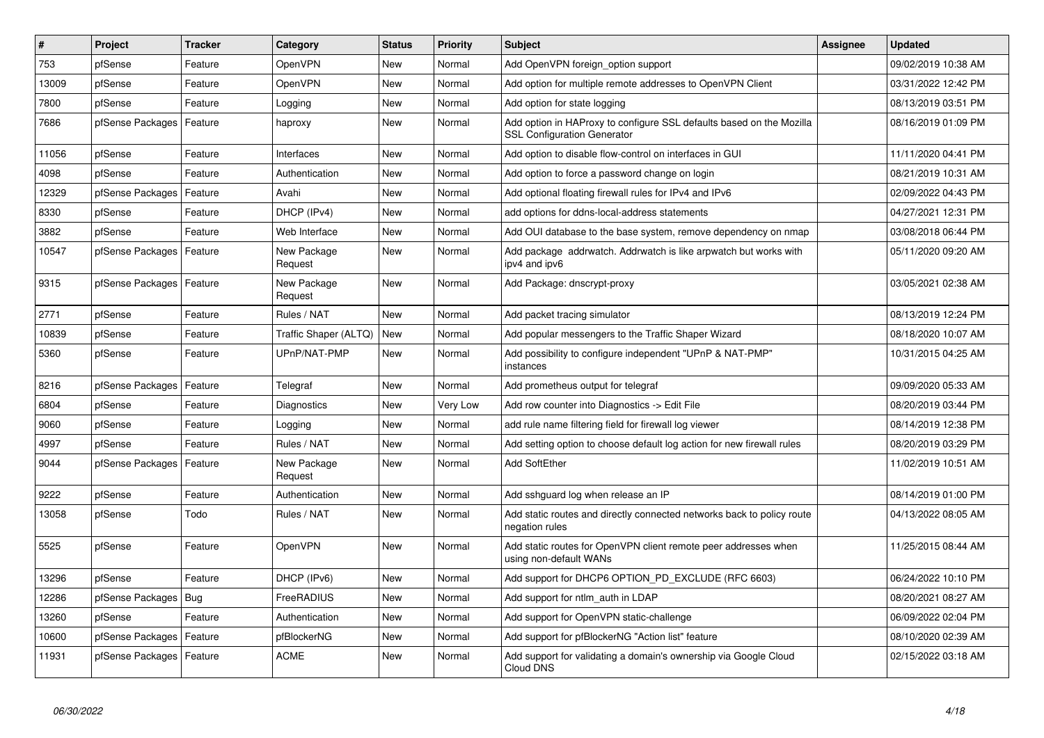| # | Project | Tracker | Category | Status | Priority | Subject | Assignee | Updated |
|---|---|---|---|---|---|---|---|---|
| 753 | pfSense | Feature | OpenVPN | New | Normal | Add OpenVPN foreign_option support | | 09/02/2019 10:38 AM |
| 13009 | pfSense | Feature | OpenVPN | New | Normal | Add option for multiple remote addresses to OpenVPN Client | | 03/31/2022 12:42 PM |
| 7800 | pfSense | Feature | Logging | New | Normal | Add option for state logging | | 08/13/2019 03:51 PM |
| 7686 | pfSense Packages | Feature | haproxy | New | Normal | Add option in HAProxy to configure SSL defaults based on the Mozilla SSL Configuration Generator | | 08/16/2019 01:09 PM |
| 11056 | pfSense | Feature | Interfaces | New | Normal | Add option to disable flow-control on interfaces in GUI | | 11/11/2020 04:41 PM |
| 4098 | pfSense | Feature | Authentication | New | Normal | Add option to force a password change on login | | 08/21/2019 10:31 AM |
| 12329 | pfSense Packages | Feature | Avahi | New | Normal | Add optional floating firewall rules for IPv4 and IPv6 | | 02/09/2022 04:43 PM |
| 8330 | pfSense | Feature | DHCP (IPv4) | New | Normal | add options for ddns-local-address statements | | 04/27/2021 12:31 PM |
| 3882 | pfSense | Feature | Web Interface | New | Normal | Add OUI database to the base system, remove dependency on nmap | | 03/08/2018 06:44 PM |
| 10547 | pfSense Packages | Feature | New Package Request | New | Normal | Add package addrwatch. Addrwatch is like arpwatch but works with ipv4 and ipv6 | | 05/11/2020 09:20 AM |
| 9315 | pfSense Packages | Feature | New Package Request | New | Normal | Add Package: dnscrypt-proxy | | 03/05/2021 02:38 AM |
| 2771 | pfSense | Feature | Rules / NAT | New | Normal | Add packet tracing simulator | | 08/13/2019 12:24 PM |
| 10839 | pfSense | Feature | Traffic Shaper (ALTQ) | New | Normal | Add popular messengers to the Traffic Shaper Wizard | | 08/18/2020 10:07 AM |
| 5360 | pfSense | Feature | UPnP/NAT-PMP | New | Normal | Add possibility to configure independent "UPnP & NAT-PMP" instances | | 10/31/2015 04:25 AM |
| 8216 | pfSense Packages | Feature | Telegraf | New | Normal | Add prometheus output for telegraf | | 09/09/2020 05:33 AM |
| 6804 | pfSense | Feature | Diagnostics | New | Very Low | Add row counter into Diagnostics -> Edit File | | 08/20/2019 03:44 PM |
| 9060 | pfSense | Feature | Logging | New | Normal | add rule name filtering field for firewall log viewer | | 08/14/2019 12:38 PM |
| 4997 | pfSense | Feature | Rules / NAT | New | Normal | Add setting option to choose default log action for new firewall rules | | 08/20/2019 03:29 PM |
| 9044 | pfSense Packages | Feature | New Package Request | New | Normal | Add SoftEther | | 11/02/2019 10:51 AM |
| 9222 | pfSense | Feature | Authentication | New | Normal | Add sshguard log when release an IP | | 08/14/2019 01:00 PM |
| 13058 | pfSense | Todo | Rules / NAT | New | Normal | Add static routes and directly connected networks back to policy route negation rules | | 04/13/2022 08:05 AM |
| 5525 | pfSense | Feature | OpenVPN | New | Normal | Add static routes for OpenVPN client remote peer addresses when using non-default WANs | | 11/25/2015 08:44 AM |
| 13296 | pfSense | Feature | DHCP (IPv6) | New | Normal | Add support for DHCP6 OPTION_PD_EXCLUDE (RFC 6603) | | 06/24/2022 10:10 PM |
| 12286 | pfSense Packages | Bug | FreeRADIUS | New | Normal | Add support for ntlm_auth in LDAP | | 08/20/2021 08:27 AM |
| 13260 | pfSense | Feature | Authentication | New | Normal | Add support for OpenVPN static-challenge | | 06/09/2022 02:04 PM |
| 10600 | pfSense Packages | Feature | pfBlockerNG | New | Normal | Add support for pfBlockerNG "Action list" feature | | 08/10/2020 02:39 AM |
| 11931 | pfSense Packages | Feature | ACME | New | Normal | Add support for validating a domain's ownership via Google Cloud Cloud DNS | | 02/15/2022 03:18 AM |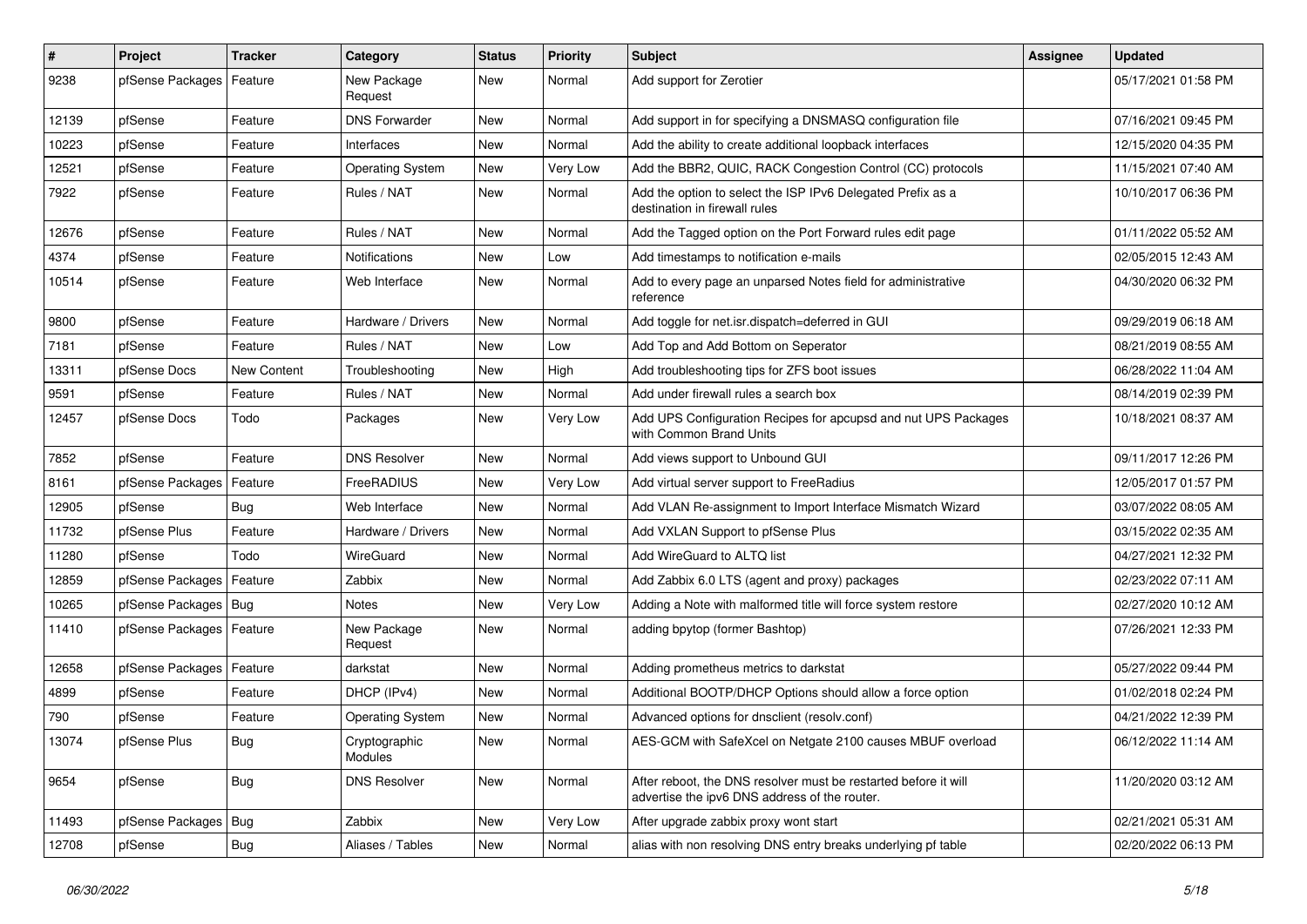| # | Project | Tracker | Category | Status | Priority | Subject | Assignee | Updated |
|---|---|---|---|---|---|---|---|---|
| 9238 | pfSense Packages | Feature | New Package Request | New | Normal | Add support for Zerotier | | 05/17/2021 01:58 PM |
| 12139 | pfSense | Feature | DNS Forwarder | New | Normal | Add support in for specifying a DNSMASQ configuration file | | 07/16/2021 09:45 PM |
| 10223 | pfSense | Feature | Interfaces | New | Normal | Add the ability to create additional loopback interfaces | | 12/15/2020 04:35 PM |
| 12521 | pfSense | Feature | Operating System | New | Very Low | Add the BBR2, QUIC, RACK Congestion Control (CC) protocols | | 11/15/2021 07:40 AM |
| 7922 | pfSense | Feature | Rules / NAT | New | Normal | Add the option to select the ISP IPv6 Delegated Prefix as a destination in firewall rules | | 10/10/2017 06:36 PM |
| 12676 | pfSense | Feature | Rules / NAT | New | Normal | Add the Tagged option on the Port Forward rules edit page | | 01/11/2022 05:52 AM |
| 4374 | pfSense | Feature | Notifications | New | Low | Add timestamps to notification e-mails | | 02/05/2015 12:43 AM |
| 10514 | pfSense | Feature | Web Interface | New | Normal | Add to every page an unparsed Notes field for administrative reference | | 04/30/2020 06:32 PM |
| 9800 | pfSense | Feature | Hardware / Drivers | New | Normal | Add toggle for net.isr.dispatch=deferred in GUI | | 09/29/2019 06:18 AM |
| 7181 | pfSense | Feature | Rules / NAT | New | Low | Add Top and Add Bottom on Seperator | | 08/21/2019 08:55 AM |
| 13311 | pfSense Docs | New Content | Troubleshooting | New | High | Add troubleshooting tips for ZFS boot issues | | 06/28/2022 11:04 AM |
| 9591 | pfSense | Feature | Rules / NAT | New | Normal | Add under firewall rules a search box | | 08/14/2019 02:39 PM |
| 12457 | pfSense Docs | Todo | Packages | New | Very Low | Add UPS Configuration Recipes for apcupsd and nut UPS Packages with Common Brand Units | | 10/18/2021 08:37 AM |
| 7852 | pfSense | Feature | DNS Resolver | New | Normal | Add views support to Unbound GUI | | 09/11/2017 12:26 PM |
| 8161 | pfSense Packages | Feature | FreeRADIUS | New | Very Low | Add virtual server support to FreeRadius | | 12/05/2017 01:57 PM |
| 12905 | pfSense | Bug | Web Interface | New | Normal | Add VLAN Re-assignment to Import Interface Mismatch Wizard | | 03/07/2022 08:05 AM |
| 11732 | pfSense Plus | Feature | Hardware / Drivers | New | Normal | Add VXLAN Support to pfSense Plus | | 03/15/2022 02:35 AM |
| 11280 | pfSense | Todo | WireGuard | New | Normal | Add WireGuard to ALTQ list | | 04/27/2021 12:32 PM |
| 12859 | pfSense Packages | Feature | Zabbix | New | Normal | Add Zabbix 6.0 LTS (agent and proxy) packages | | 02/23/2022 07:11 AM |
| 10265 | pfSense Packages | Bug | Notes | New | Very Low | Adding a Note with malformed title will force system restore | | 02/27/2020 10:12 AM |
| 11410 | pfSense Packages | Feature | New Package Request | New | Normal | adding bpytop (former Bashtop) | | 07/26/2021 12:33 PM |
| 12658 | pfSense Packages | Feature | darkstat | New | Normal | Adding prometheus metrics to darkstat | | 05/27/2022 09:44 PM |
| 4899 | pfSense | Feature | DHCP (IPv4) | New | Normal | Additional BOOTP/DHCP Options should allow a force option | | 01/02/2018 02:24 PM |
| 790 | pfSense | Feature | Operating System | New | Normal | Advanced options for dnsclient (resolv.conf) | | 04/21/2022 12:39 PM |
| 13074 | pfSense Plus | Bug | Cryptographic Modules | New | Normal | AES-GCM with SafeXcel on Netgate 2100 causes MBUF overload | | 06/12/2022 11:14 AM |
| 9654 | pfSense | Bug | DNS Resolver | New | Normal | After reboot, the DNS resolver must be restarted before it will advertise the ipv6 DNS address of the router. | | 11/20/2020 03:12 AM |
| 11493 | pfSense Packages | Bug | Zabbix | New | Very Low | After upgrade zabbix proxy wont start | | 02/21/2021 05:31 AM |
| 12708 | pfSense | Bug | Aliases / Tables | New | Normal | alias with non resolving DNS entry breaks underlying pf table | | 02/20/2022 06:13 PM |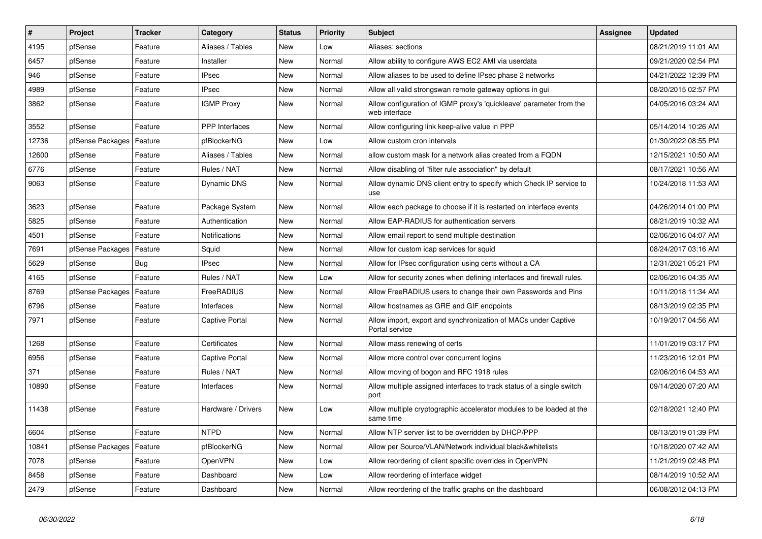| # | Project | Tracker | Category | Status | Priority | Subject | Assignee | Updated |
|---|---|---|---|---|---|---|---|---|
| 4195 | pfSense | Feature | Aliases / Tables | New | Low | Aliases: sections | | 08/21/2019 11:01 AM |
| 6457 | pfSense | Feature | Installer | New | Normal | Allow ability to configure AWS EC2 AMI via userdata | | 09/21/2020 02:54 PM |
| 946 | pfSense | Feature | IPsec | New | Normal | Allow aliases to be used to define IPsec phase 2 networks | | 04/21/2022 12:39 PM |
| 4989 | pfSense | Feature | IPsec | New | Normal | Allow all valid strongswan remote gateway options in gui | | 08/20/2015 02:57 PM |
| 3862 | pfSense | Feature | IGMP Proxy | New | Normal | Allow configuration of IGMP proxy's 'quickleave' parameter from the web interface | | 04/05/2016 03:24 AM |
| 3552 | pfSense | Feature | PPP Interfaces | New | Normal | Allow configuring link keep-alive value in PPP | | 05/14/2014 10:26 AM |
| 12736 | pfSense Packages | Feature | pfBlockerNG | New | Low | Allow custom cron intervals | | 01/30/2022 08:55 PM |
| 12600 | pfSense | Feature | Aliases / Tables | New | Normal | allow custom mask for a network alias created from a FQDN | | 12/15/2021 10:50 AM |
| 6776 | pfSense | Feature | Rules / NAT | New | Normal | Allow disabling of "filter rule association" by default | | 08/17/2021 10:56 AM |
| 9063 | pfSense | Feature | Dynamic DNS | New | Normal | Allow dynamic DNS client entry to specify which Check IP service to use | | 10/24/2018 11:53 AM |
| 3623 | pfSense | Feature | Package System | New | Normal | Allow each package to choose if it is restarted on interface events | | 04/26/2014 01:00 PM |
| 5825 | pfSense | Feature | Authentication | New | Normal | Allow EAP-RADIUS for authentication servers | | 08/21/2019 10:32 AM |
| 4501 | pfSense | Feature | Notifications | New | Normal | Allow email report to send multiple destination | | 02/06/2016 04:07 AM |
| 7691 | pfSense Packages | Feature | Squid | New | Normal | Allow for custom icap services for squid | | 08/24/2017 03:16 AM |
| 5629 | pfSense | Bug | IPsec | New | Normal | Allow for IPsec configuration using certs without a CA | | 12/31/2021 05:21 PM |
| 4165 | pfSense | Feature | Rules / NAT | New | Low | Allow for security zones when defining interfaces and firewall rules. | | 02/06/2016 04:35 AM |
| 8769 | pfSense Packages | Feature | FreeRADIUS | New | Normal | Allow FreeRADIUS users to change their own Passwords and Pins | | 10/11/2018 11:34 AM |
| 6796 | pfSense | Feature | Interfaces | New | Normal | Allow hostnames as GRE and GIF endpoints | | 08/13/2019 02:35 PM |
| 7971 | pfSense | Feature | Captive Portal | New | Normal | Allow import, export and synchronization of MACs under Captive Portal service | | 10/19/2017 04:56 AM |
| 1268 | pfSense | Feature | Certificates | New | Normal | Allow mass renewing of certs | | 11/01/2019 03:17 PM |
| 6956 | pfSense | Feature | Captive Portal | New | Normal | Allow more control over concurrent logins | | 11/23/2016 12:01 PM |
| 371 | pfSense | Feature | Rules / NAT | New | Normal | Allow moving of bogon and RFC 1918 rules | | 02/06/2016 04:53 AM |
| 10890 | pfSense | Feature | Interfaces | New | Normal | Allow multiple assigned interfaces to track status of a single switch port | | 09/14/2020 07:20 AM |
| 11438 | pfSense | Feature | Hardware / Drivers | New | Low | Allow multiple cryptographic accelerator modules to be loaded at the same time | | 02/18/2021 12:40 PM |
| 6604 | pfSense | Feature | NTPD | New | Normal | Allow NTP server list to be overridden by DHCP/PPP | | 08/13/2019 01:39 PM |
| 10841 | pfSense Packages | Feature | pfBlockerNG | New | Normal | Allow per Source/VLAN/Network individual black&whitelists | | 10/18/2020 07:42 AM |
| 7078 | pfSense | Feature | OpenVPN | New | Low | Allow reordering of client specific overrides in OpenVPN | | 11/21/2019 02:48 PM |
| 8458 | pfSense | Feature | Dashboard | New | Low | Allow reordering of interface widget | | 08/14/2019 10:52 AM |
| 2479 | pfSense | Feature | Dashboard | New | Normal | Allow reordering of the traffic graphs on the dashboard | | 06/08/2012 04:13 PM |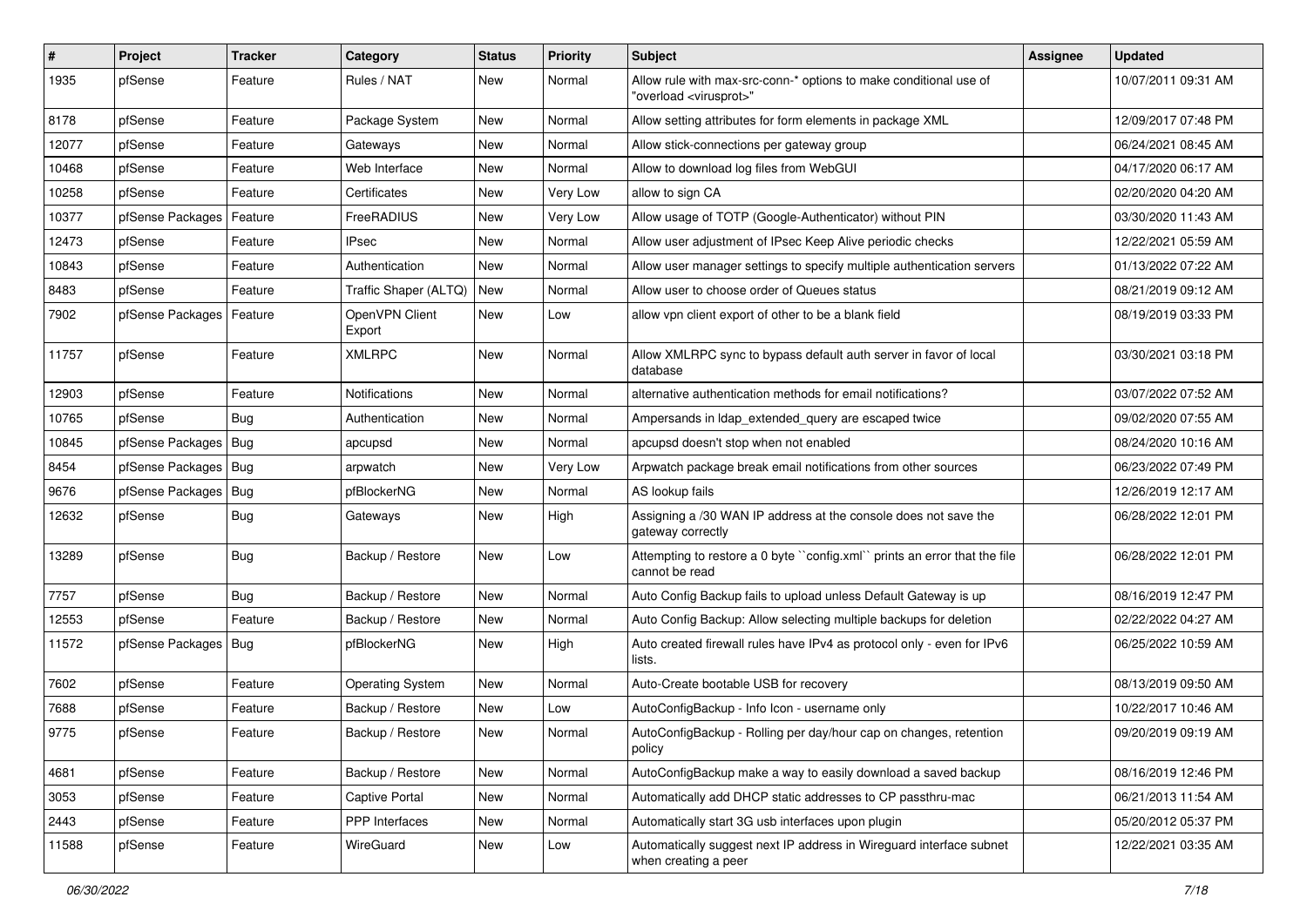| # | Project | Tracker | Category | Status | Priority | Subject | Assignee | Updated |
|---|---|---|---|---|---|---|---|---|
| 1935 | pfSense | Feature | Rules / NAT | New | Normal | Allow rule with max-src-conn-* options to make conditional use of "overload <virusprot>" | | 10/07/2011 09:31 AM |
| 8178 | pfSense | Feature | Package System | New | Normal | Allow setting attributes for form elements in package XML | | 12/09/2017 07:48 PM |
| 12077 | pfSense | Feature | Gateways | New | Normal | Allow stick-connections per gateway group | | 06/24/2021 08:45 AM |
| 10468 | pfSense | Feature | Web Interface | New | Normal | Allow to download log files from WebGUI | | 04/17/2020 06:17 AM |
| 10258 | pfSense | Feature | Certificates | New | Very Low | allow to sign CA | | 02/20/2020 04:20 AM |
| 10377 | pfSense Packages | Feature | FreeRADIUS | New | Very Low | Allow usage of TOTP (Google-Authenticator) without PIN | | 03/30/2020 11:43 AM |
| 12473 | pfSense | Feature | IPsec | New | Normal | Allow user adjustment of IPsec Keep Alive periodic checks | | 12/22/2021 05:59 AM |
| 10843 | pfSense | Feature | Authentication | New | Normal | Allow user manager settings to specify multiple authentication servers | | 01/13/2022 07:22 AM |
| 8483 | pfSense | Feature | Traffic Shaper (ALTQ) | New | Normal | Allow user to choose order of Queues status | | 08/21/2019 09:12 AM |
| 7902 | pfSense Packages | Feature | OpenVPN Client Export | New | Low | allow vpn client export of other to be a blank field | | 08/19/2019 03:33 PM |
| 11757 | pfSense | Feature | XMLRPC | New | Normal | Allow XMLRPC sync to bypass default auth server in favor of local database | | 03/30/2021 03:18 PM |
| 12903 | pfSense | Feature | Notifications | New | Normal | alternative authentication methods for email notifications? | | 03/07/2022 07:52 AM |
| 10765 | pfSense | Bug | Authentication | New | Normal | Ampersands in ldap_extended_query are escaped twice | | 09/02/2020 07:55 AM |
| 10845 | pfSense Packages | Bug | apcupsd | New | Normal | apcupsd doesn't stop when not enabled | | 08/24/2020 10:16 AM |
| 8454 | pfSense Packages | Bug | arpwatch | New | Very Low | Arpwatch package break email notifications from other sources | | 06/23/2022 07:49 PM |
| 9676 | pfSense Packages | Bug | pfBlockerNG | New | Normal | AS lookup fails | | 12/26/2019 12:17 AM |
| 12632 | pfSense | Bug | Gateways | New | High | Assigning a /30 WAN IP address at the console does not save the gateway correctly | | 06/28/2022 12:01 PM |
| 13289 | pfSense | Bug | Backup / Restore | New | Low | Attempting to restore a 0 byte ``config.xml`` prints an error that the file cannot be read | | 06/28/2022 12:01 PM |
| 7757 | pfSense | Bug | Backup / Restore | New | Normal | Auto Config Backup fails to upload unless Default Gateway is up | | 08/16/2019 12:47 PM |
| 12553 | pfSense | Feature | Backup / Restore | New | Normal | Auto Config Backup: Allow selecting multiple backups for deletion | | 02/22/2022 04:27 AM |
| 11572 | pfSense Packages | Bug | pfBlockerNG | New | High | Auto created firewall rules have IPv4 as protocol only - even for IPv6 lists. | | 06/25/2022 10:59 AM |
| 7602 | pfSense | Feature | Operating System | New | Normal | Auto-Create bootable USB for recovery | | 08/13/2019 09:50 AM |
| 7688 | pfSense | Feature | Backup / Restore | New | Low | AutoConfigBackup - Info Icon - username only | | 10/22/2017 10:46 AM |
| 9775 | pfSense | Feature | Backup / Restore | New | Normal | AutoConfigBackup - Rolling per day/hour cap on changes, retention policy | | 09/20/2019 09:19 AM |
| 4681 | pfSense | Feature | Backup / Restore | New | Normal | AutoConfigBackup make a way to easily download a saved backup | | 08/16/2019 12:46 PM |
| 3053 | pfSense | Feature | Captive Portal | New | Normal | Automatically add DHCP static addresses to CP passthru-mac | | 06/21/2013 11:54 AM |
| 2443 | pfSense | Feature | PPP Interfaces | New | Normal | Automatically start 3G usb interfaces upon plugin | | 05/20/2012 05:37 PM |
| 11588 | pfSense | Feature | WireGuard | New | Low | Automatically suggest next IP address in Wireguard interface subnet when creating a peer | | 12/22/2021 03:35 AM |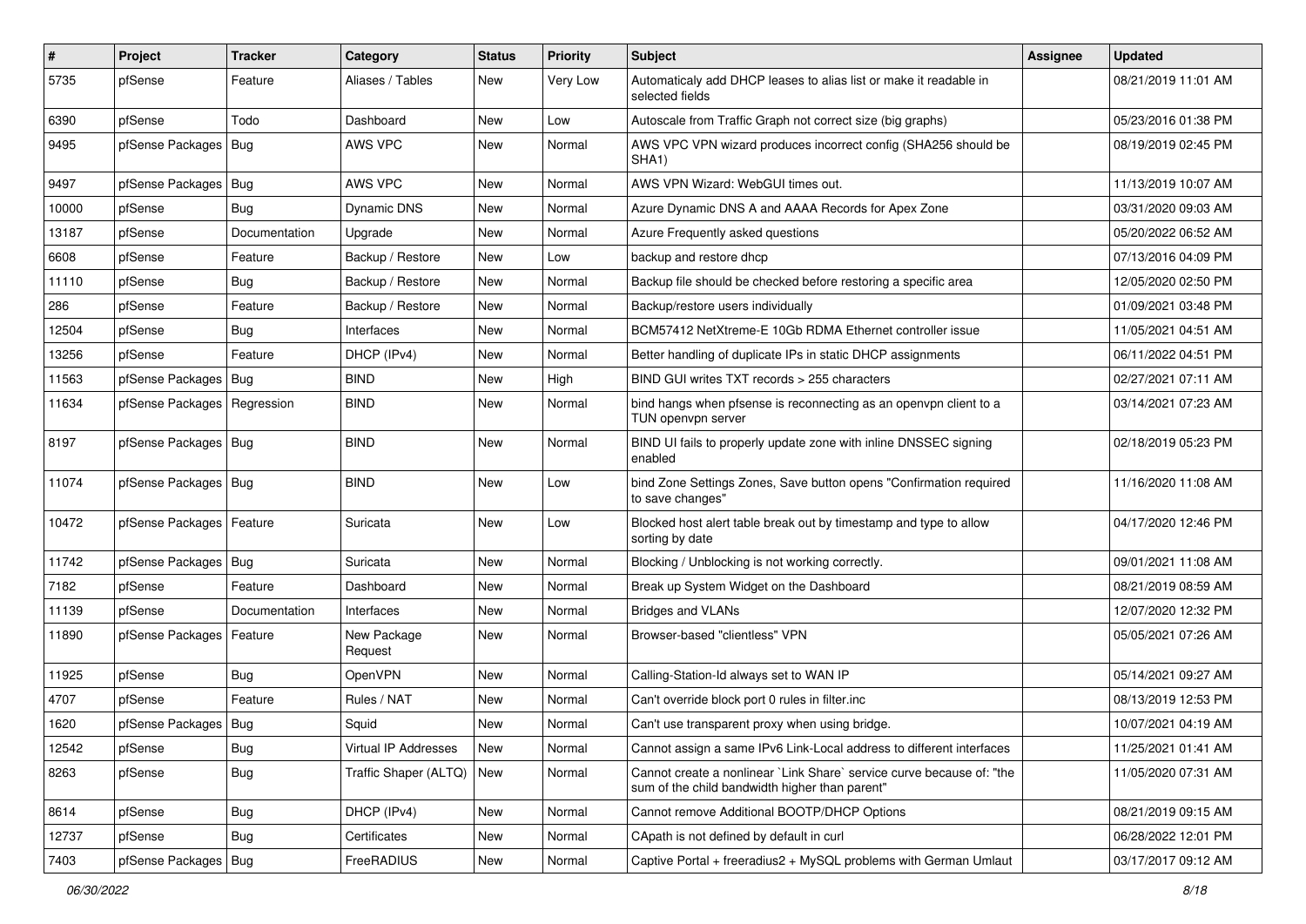| # | Project | Tracker | Category | Status | Priority | Subject | Assignee | Updated |
| --- | --- | --- | --- | --- | --- | --- | --- | --- |
| 5735 | pfSense | Feature | Aliases / Tables | New | Very Low | Automaticaly add DHCP leases to alias list or make it readable in selected fields | | 08/21/2019 11:01 AM |
| 6390 | pfSense | Todo | Dashboard | New | Low | Autoscale from Traffic Graph not correct size (big graphs) | | 05/23/2016 01:38 PM |
| 9495 | pfSense Packages | Bug | AWS VPC | New | Normal | AWS VPC VPN wizard produces incorrect config (SHA256 should be SHA1) | | 08/19/2019 02:45 PM |
| 9497 | pfSense Packages | Bug | AWS VPC | New | Normal | AWS VPN Wizard: WebGUI times out. | | 11/13/2019 10:07 AM |
| 10000 | pfSense | Bug | Dynamic DNS | New | Normal | Azure Dynamic DNS A and AAAA Records for Apex Zone | | 03/31/2020 09:03 AM |
| 13187 | pfSense | Documentation | Upgrade | New | Normal | Azure Frequently asked questions | | 05/20/2022 06:52 AM |
| 6608 | pfSense | Feature | Backup / Restore | New | Low | backup and restore dhcp | | 07/13/2016 04:09 PM |
| 11110 | pfSense | Bug | Backup / Restore | New | Normal | Backup file should be checked before restoring a specific area | | 12/05/2020 02:50 PM |
| 286 | pfSense | Feature | Backup / Restore | New | Normal | Backup/restore users individually | | 01/09/2021 03:48 PM |
| 12504 | pfSense | Bug | Interfaces | New | Normal | BCM57412 NetXtreme-E 10Gb RDMA Ethernet controller issue | | 11/05/2021 04:51 AM |
| 13256 | pfSense | Feature | DHCP (IPv4) | New | Normal | Better handling of duplicate IPs in static DHCP assignments | | 06/11/2022 04:51 PM |
| 11563 | pfSense Packages | Bug | BIND | New | High | BIND GUI writes TXT records > 255 characters | | 02/27/2021 07:11 AM |
| 11634 | pfSense Packages | Regression | BIND | New | Normal | bind hangs when pfsense is reconnecting as an openvpn client to a TUN openvpn server | | 03/14/2021 07:23 AM |
| 8197 | pfSense Packages | Bug | BIND | New | Normal | BIND UI fails to properly update zone with inline DNSSEC signing enabled | | 02/18/2019 05:23 PM |
| 11074 | pfSense Packages | Bug | BIND | New | Low | bind Zone Settings Zones, Save button opens "Confirmation required to save changes" | | 11/16/2020 11:08 AM |
| 10472 | pfSense Packages | Feature | Suricata | New | Low | Blocked host alert table break out by timestamp and type to allow sorting by date | | 04/17/2020 12:46 PM |
| 11742 | pfSense Packages | Bug | Suricata | New | Normal | Blocking / Unblocking is not working correctly. | | 09/01/2021 11:08 AM |
| 7182 | pfSense | Feature | Dashboard | New | Normal | Break up System Widget on the Dashboard | | 08/21/2019 08:59 AM |
| 11139 | pfSense | Documentation | Interfaces | New | Normal | Bridges and VLANs | | 12/07/2020 12:32 PM |
| 11890 | pfSense Packages | Feature | New Package Request | New | Normal | Browser-based "clientless" VPN | | 05/05/2021 07:26 AM |
| 11925 | pfSense | Bug | OpenVPN | New | Normal | Calling-Station-Id always set to WAN IP | | 05/14/2021 09:27 AM |
| 4707 | pfSense | Feature | Rules / NAT | New | Normal | Can't override block port 0 rules in filter.inc | | 08/13/2019 12:53 PM |
| 1620 | pfSense Packages | Bug | Squid | New | Normal | Can't use transparent proxy when using bridge. | | 10/07/2021 04:19 AM |
| 12542 | pfSense | Bug | Virtual IP Addresses | New | Normal | Cannot assign a same IPv6 Link-Local address to different interfaces | | 11/25/2021 01:41 AM |
| 8263 | pfSense | Bug | Traffic Shaper (ALTQ) | New | Normal | Cannot create a nonlinear `Link Share` service curve because of: "the sum of the child bandwidth higher than parent" | | 11/05/2020 07:31 AM |
| 8614 | pfSense | Bug | DHCP (IPv4) | New | Normal | Cannot remove Additional BOOTP/DHCP Options | | 08/21/2019 09:15 AM |
| 12737 | pfSense | Bug | Certificates | New | Normal | CApath is not defined by default in curl | | 06/28/2022 12:01 PM |
| 7403 | pfSense Packages | Bug | FreeRADIUS | New | Normal | Captive Portal + freeradius2 + MySQL problems with German Umlaut | | 03/17/2017 09:12 AM |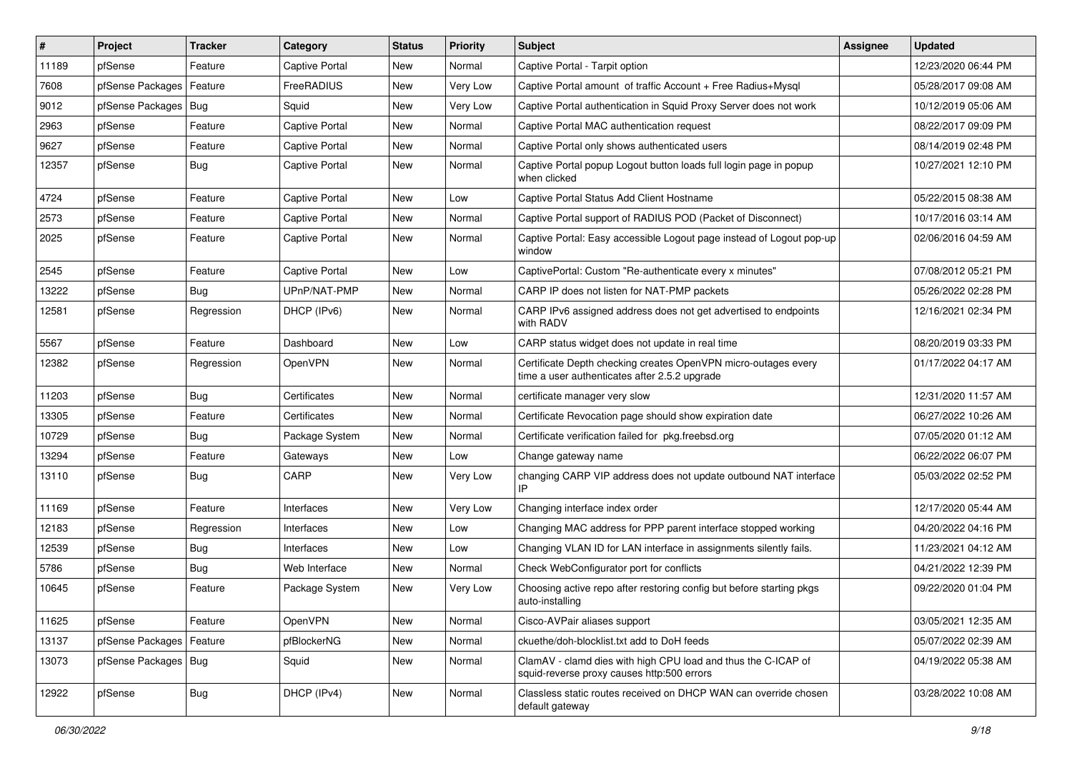| # | Project | Tracker | Category | Status | Priority | Subject | Assignee | Updated |
|---|---|---|---|---|---|---|---|---|
| 11189 | pfSense | Feature | Captive Portal | New | Normal | Captive Portal - Tarpit option | | 12/23/2020 06:44 PM |
| 7608 | pfSense Packages | Feature | FreeRADIUS | New | Very Low | Captive Portal amount of traffic Account + Free Radius+Mysql | | 05/28/2017 09:08 AM |
| 9012 | pfSense Packages | Bug | Squid | New | Very Low | Captive Portal authentication in Squid Proxy Server does not work | | 10/12/2019 05:06 AM |
| 2963 | pfSense | Feature | Captive Portal | New | Normal | Captive Portal MAC authentication request | | 08/22/2017 09:09 PM |
| 9627 | pfSense | Feature | Captive Portal | New | Normal | Captive Portal only shows authenticated users | | 08/14/2019 02:48 PM |
| 12357 | pfSense | Bug | Captive Portal | New | Normal | Captive Portal popup Logout button loads full login page in popup when clicked | | 10/27/2021 12:10 PM |
| 4724 | pfSense | Feature | Captive Portal | New | Low | Captive Portal Status Add Client Hostname | | 05/22/2015 08:38 AM |
| 2573 | pfSense | Feature | Captive Portal | New | Normal | Captive Portal support of RADIUS POD (Packet of Disconnect) | | 10/17/2016 03:14 AM |
| 2025 | pfSense | Feature | Captive Portal | New | Normal | Captive Portal: Easy accessible Logout page instead of Logout pop-up window | | 02/06/2016 04:59 AM |
| 2545 | pfSense | Feature | Captive Portal | New | Low | CaptivePortal: Custom "Re-authenticate every x minutes" | | 07/08/2012 05:21 PM |
| 13222 | pfSense | Bug | UPnP/NAT-PMP | New | Normal | CARP IP does not listen for NAT-PMP packets | | 05/26/2022 02:28 PM |
| 12581 | pfSense | Regression | DHCP (IPv6) | New | Normal | CARP IPv6 assigned address does not get advertised to endpoints with RADV | | 12/16/2021 02:34 PM |
| 5567 | pfSense | Feature | Dashboard | New | Low | CARP status widget does not update in real time | | 08/20/2019 03:33 PM |
| 12382 | pfSense | Regression | OpenVPN | New | Normal | Certificate Depth checking creates OpenVPN micro-outages every time a user authenticates after 2.5.2 upgrade | | 01/17/2022 04:17 AM |
| 11203 | pfSense | Bug | Certificates | New | Normal | certificate manager very slow | | 12/31/2020 11:57 AM |
| 13305 | pfSense | Feature | Certificates | New | Normal | Certificate Revocation page should show expiration date | | 06/27/2022 10:26 AM |
| 10729 | pfSense | Bug | Package System | New | Normal | Certificate verification failed for pkg.freebsd.org | | 07/05/2020 01:12 AM |
| 13294 | pfSense | Feature | Gateways | New | Low | Change gateway name | | 06/22/2022 06:07 PM |
| 13110 | pfSense | Bug | CARP | New | Very Low | changing CARP VIP address does not update outbound NAT interface IP | | 05/03/2022 02:52 PM |
| 11169 | pfSense | Feature | Interfaces | New | Very Low | Changing interface index order | | 12/17/2020 05:44 AM |
| 12183 | pfSense | Regression | Interfaces | New | Low | Changing MAC address for PPP parent interface stopped working | | 04/20/2022 04:16 PM |
| 12539 | pfSense | Bug | Interfaces | New | Low | Changing VLAN ID for LAN interface in assignments silently fails. | | 11/23/2021 04:12 AM |
| 5786 | pfSense | Bug | Web Interface | New | Normal | Check WebConfigurator port for conflicts | | 04/21/2022 12:39 PM |
| 10645 | pfSense | Feature | Package System | New | Very Low | Choosing active repo after restoring config but before starting pkgs auto-installing | | 09/22/2020 01:04 PM |
| 11625 | pfSense | Feature | OpenVPN | New | Normal | Cisco-AVPair aliases support | | 03/05/2021 12:35 AM |
| 13137 | pfSense Packages | Feature | pfBlockerNG | New | Normal | ckuethe/doh-blocklist.txt add to DoH feeds | | 05/07/2022 02:39 AM |
| 13073 | pfSense Packages | Bug | Squid | New | Normal | ClamAV - clamd dies with high CPU load and thus the C-ICAP of squid-reverse proxy causes http:500 errors | | 04/19/2022 05:38 AM |
| 12922 | pfSense | Bug | DHCP (IPv4) | New | Normal | Classless static routes received on DHCP WAN can override chosen default gateway | | 03/28/2022 10:08 AM |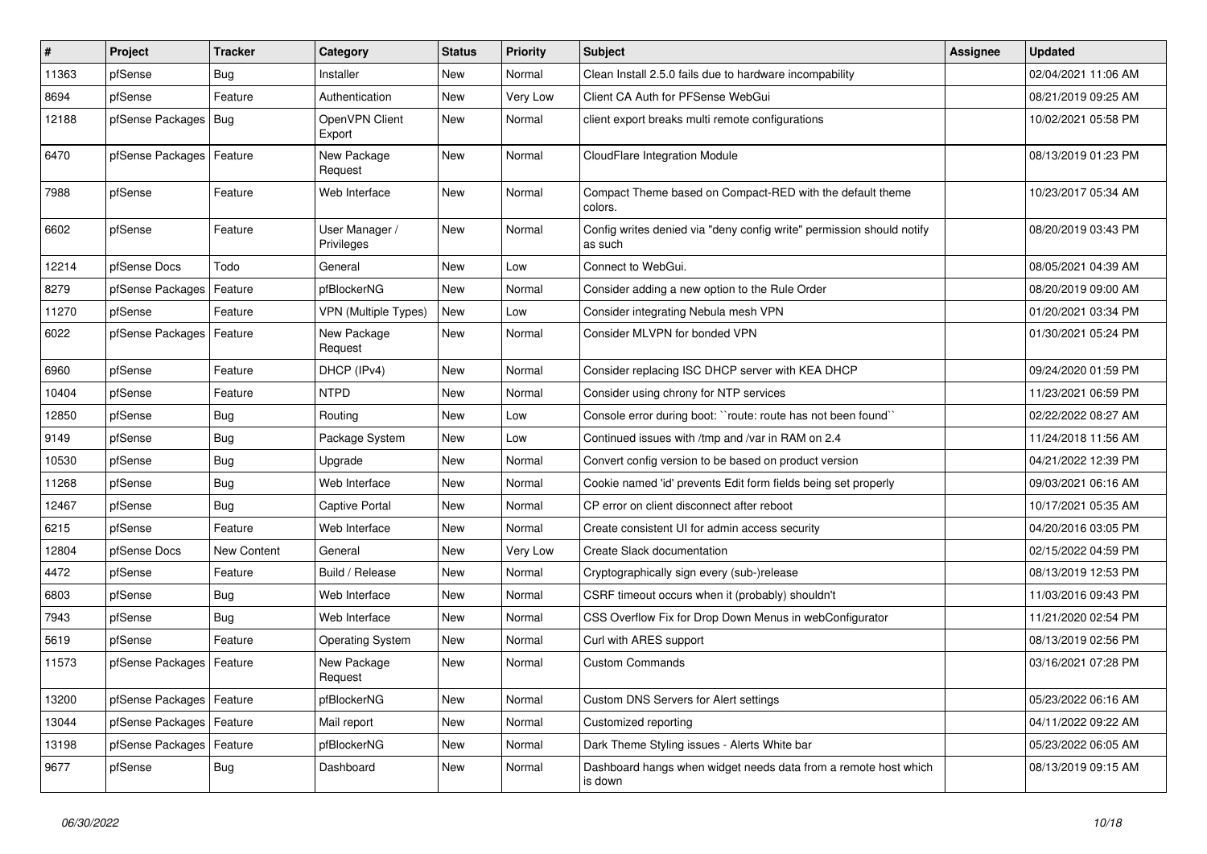| # | Project | Tracker | Category | Status | Priority | Subject | Assignee | Updated |
|---|---|---|---|---|---|---|---|---|
| 11363 | pfSense | Bug | Installer | New | Normal | Clean Install 2.5.0 fails due to hardware incompability | | 02/04/2021 11:06 AM |
| 8694 | pfSense | Feature | Authentication | New | Very Low | Client CA Auth for PFSense WebGui | | 08/21/2019 09:25 AM |
| 12188 | pfSense Packages | Bug | OpenVPN Client Export | New | Normal | client export breaks multi remote configurations | | 10/02/2021 05:58 PM |
| 6470 | pfSense Packages | Feature | New Package Request | New | Normal | CloudFlare Integration Module | | 08/13/2019 01:23 PM |
| 7988 | pfSense | Feature | Web Interface | New | Normal | Compact Theme based on Compact-RED with the default theme colors. | | 10/23/2017 05:34 AM |
| 6602 | pfSense | Feature | User Manager / Privileges | New | Normal | Config writes denied via "deny config write" permission should notify as such | | 08/20/2019 03:43 PM |
| 12214 | pfSense Docs | Todo | General | New | Low | Connect to WebGui. | | 08/05/2021 04:39 AM |
| 8279 | pfSense Packages | Feature | pfBlockerNG | New | Normal | Consider adding a new option to the Rule Order | | 08/20/2019 09:00 AM |
| 11270 | pfSense | Feature | VPN (Multiple Types) | New | Low | Consider integrating Nebula mesh VPN | | 01/20/2021 03:34 PM |
| 6022 | pfSense Packages | Feature | New Package Request | New | Normal | Consider MLVPN for bonded VPN | | 01/30/2021 05:24 PM |
| 6960 | pfSense | Feature | DHCP (IPv4) | New | Normal | Consider replacing ISC DHCP server with KEA DHCP | | 09/24/2020 01:59 PM |
| 10404 | pfSense | Feature | NTPD | New | Normal | Consider using chrony for NTP services | | 11/23/2021 06:59 PM |
| 12850 | pfSense | Bug | Routing | New | Low | Console error during boot: ``route: route has not been found`` | | 02/22/2022 08:27 AM |
| 9149 | pfSense | Bug | Package System | New | Low | Continued issues with /tmp and /var in RAM on 2.4 | | 11/24/2018 11:56 AM |
| 10530 | pfSense | Bug | Upgrade | New | Normal | Convert config version to be based on product version | | 04/21/2022 12:39 PM |
| 11268 | pfSense | Bug | Web Interface | New | Normal | Cookie named 'id' prevents Edit form fields being set properly | | 09/03/2021 06:16 AM |
| 12467 | pfSense | Bug | Captive Portal | New | Normal | CP error on client disconnect after reboot | | 10/17/2021 05:35 AM |
| 6215 | pfSense | Feature | Web Interface | New | Normal | Create consistent UI for admin access security | | 04/20/2016 03:05 PM |
| 12804 | pfSense Docs | New Content | General | New | Very Low | Create Slack documentation | | 02/15/2022 04:59 PM |
| 4472 | pfSense | Feature | Build / Release | New | Normal | Cryptographically sign every (sub-)release | | 08/13/2019 12:53 PM |
| 6803 | pfSense | Bug | Web Interface | New | Normal | CSRF timeout occurs when it (probably) shouldn't | | 11/03/2016 09:43 PM |
| 7943 | pfSense | Bug | Web Interface | New | Normal | CSS Overflow Fix for Drop Down Menus in webConfigurator | | 11/21/2020 02:54 PM |
| 5619 | pfSense | Feature | Operating System | New | Normal | Curl with ARES support | | 08/13/2019 02:56 PM |
| 11573 | pfSense Packages | Feature | New Package Request | New | Normal | Custom Commands | | 03/16/2021 07:28 PM |
| 13200 | pfSense Packages | Feature | pfBlockerNG | New | Normal | Custom DNS Servers for Alert settings | | 05/23/2022 06:16 AM |
| 13044 | pfSense Packages | Feature | Mail report | New | Normal | Customized reporting | | 04/11/2022 09:22 AM |
| 13198 | pfSense Packages | Feature | pfBlockerNG | New | Normal | Dark Theme Styling issues - Alerts White bar | | 05/23/2022 06:05 AM |
| 9677 | pfSense | Bug | Dashboard | New | Normal | Dashboard hangs when widget needs data from a remote host which is down | | 08/13/2019 09:15 AM |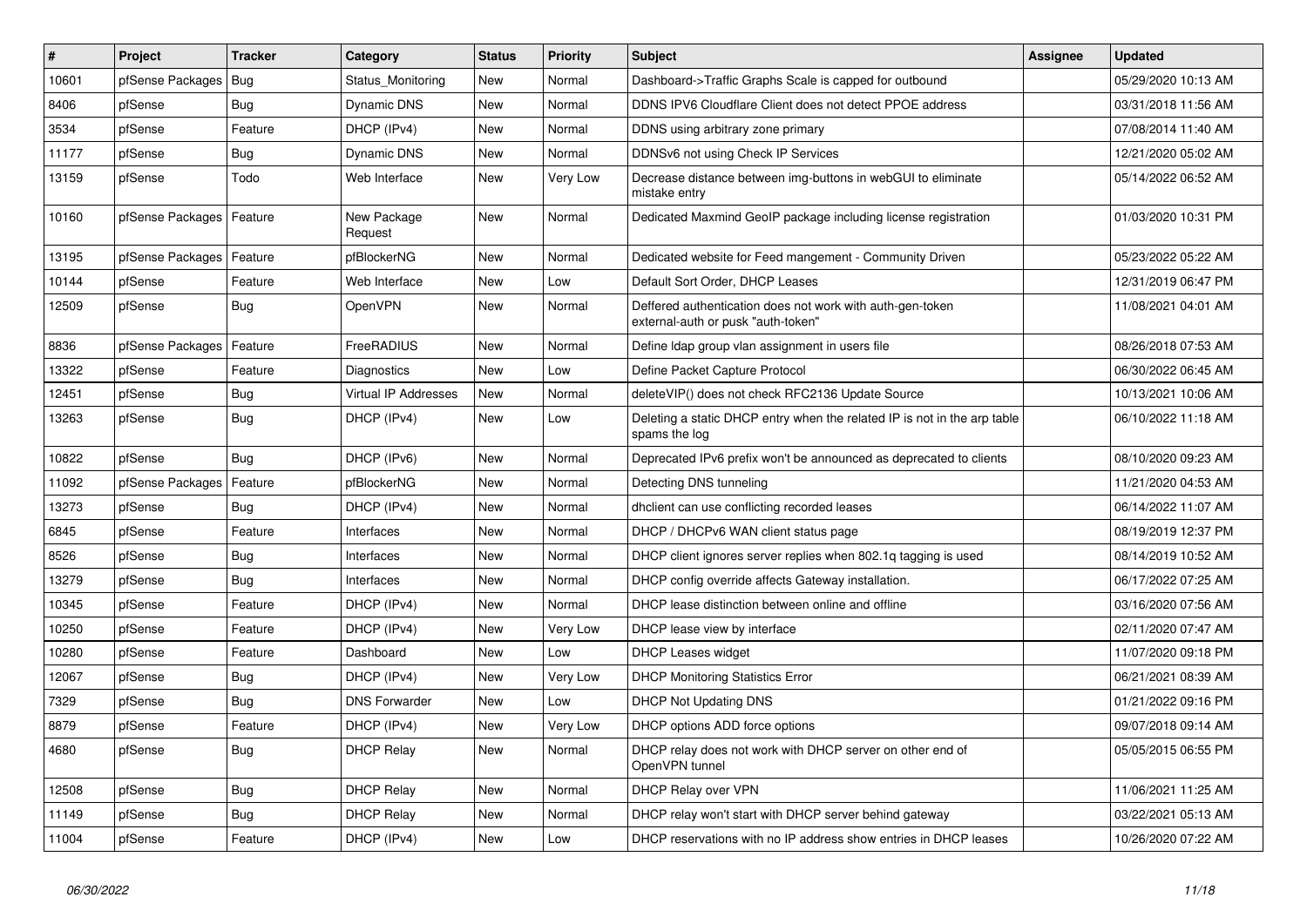| # | Project | Tracker | Category | Status | Priority | Subject | Assignee | Updated |
|---|---|---|---|---|---|---|---|---|
| 10601 | pfSense Packages | Bug | Status_Monitoring | New | Normal | Dashboard->Traffic Graphs Scale is capped for outbound | | 05/29/2020 10:13 AM |
| 8406 | pfSense | Bug | Dynamic DNS | New | Normal | DDNS IPV6 Cloudflare Client does not detect PPOE address | | 03/31/2018 11:56 AM |
| 3534 | pfSense | Feature | DHCP (IPv4) | New | Normal | DDNS using arbitrary zone primary | | 07/08/2014 11:40 AM |
| 11177 | pfSense | Bug | Dynamic DNS | New | Normal | DDNSv6 not using Check IP Services | | 12/21/2020 05:02 AM |
| 13159 | pfSense | Todo | Web Interface | New | Very Low | Decrease distance between img-buttons in webGUI to eliminate mistake entry | | 05/14/2022 06:52 AM |
| 10160 | pfSense Packages | Feature | New Package Request | New | Normal | Dedicated Maxmind GeoIP package including license registration | | 01/03/2020 10:31 PM |
| 13195 | pfSense Packages | Feature | pfBlockerNG | New | Normal | Dedicated website for Feed mangement - Community Driven | | 05/23/2022 05:22 AM |
| 10144 | pfSense | Feature | Web Interface | New | Low | Default Sort Order, DHCP Leases | | 12/31/2019 06:47 PM |
| 12509 | pfSense | Bug | OpenVPN | New | Normal | Deffered authentication does not work with auth-gen-token external-auth or pusk "auth-token" | | 11/08/2021 04:01 AM |
| 8836 | pfSense Packages | Feature | FreeRADIUS | New | Normal | Define ldap group vlan assignment in users file | | 08/26/2018 07:53 AM |
| 13322 | pfSense | Feature | Diagnostics | New | Low | Define Packet Capture Protocol | | 06/30/2022 06:45 AM |
| 12451 | pfSense | Bug | Virtual IP Addresses | New | Normal | deleteVIP() does not check RFC2136 Update Source | | 10/13/2021 10:06 AM |
| 13263 | pfSense | Bug | DHCP (IPv4) | New | Low | Deleting a static DHCP entry when the related IP is not in the arp table spams the log | | 06/10/2022 11:18 AM |
| 10822 | pfSense | Bug | DHCP (IPv6) | New | Normal | Deprecated IPv6 prefix won't be announced as deprecated to clients | | 08/10/2020 09:23 AM |
| 11092 | pfSense Packages | Feature | pfBlockerNG | New | Normal | Detecting DNS tunneling | | 11/21/2020 04:53 AM |
| 13273 | pfSense | Bug | DHCP (IPv4) | New | Normal | dhclient can use conflicting recorded leases | | 06/14/2022 11:07 AM |
| 6845 | pfSense | Feature | Interfaces | New | Normal | DHCP / DHCPv6 WAN client status page | | 08/19/2019 12:37 PM |
| 8526 | pfSense | Bug | Interfaces | New | Normal | DHCP client ignores server replies when 802.1q tagging is used | | 08/14/2019 10:52 AM |
| 13279 | pfSense | Bug | Interfaces | New | Normal | DHCP config override affects Gateway installation. | | 06/17/2022 07:25 AM |
| 10345 | pfSense | Feature | DHCP (IPv4) | New | Normal | DHCP lease distinction between online and offline | | 03/16/2020 07:56 AM |
| 10250 | pfSense | Feature | DHCP (IPv4) | New | Very Low | DHCP lease view by interface | | 02/11/2020 07:47 AM |
| 10280 | pfSense | Feature | Dashboard | New | Low | DHCP Leases widget | | 11/07/2020 09:18 PM |
| 12067 | pfSense | Bug | DHCP (IPv4) | New | Very Low | DHCP Monitoring Statistics Error | | 06/21/2021 08:39 AM |
| 7329 | pfSense | Bug | DNS Forwarder | New | Low | DHCP Not Updating DNS | | 01/21/2022 09:16 PM |
| 8879 | pfSense | Feature | DHCP (IPv4) | New | Very Low | DHCP options ADD force options | | 09/07/2018 09:14 AM |
| 4680 | pfSense | Bug | DHCP Relay | New | Normal | DHCP relay does not work with DHCP server on other end of OpenVPN tunnel | | 05/05/2015 06:55 PM |
| 12508 | pfSense | Bug | DHCP Relay | New | Normal | DHCP Relay over VPN | | 11/06/2021 11:25 AM |
| 11149 | pfSense | Bug | DHCP Relay | New | Normal | DHCP relay won't start with DHCP server behind gateway | | 03/22/2021 05:13 AM |
| 11004 | pfSense | Feature | DHCP (IPv4) | New | Low | DHCP reservations with no IP address show entries in DHCP leases | | 10/26/2020 07:22 AM |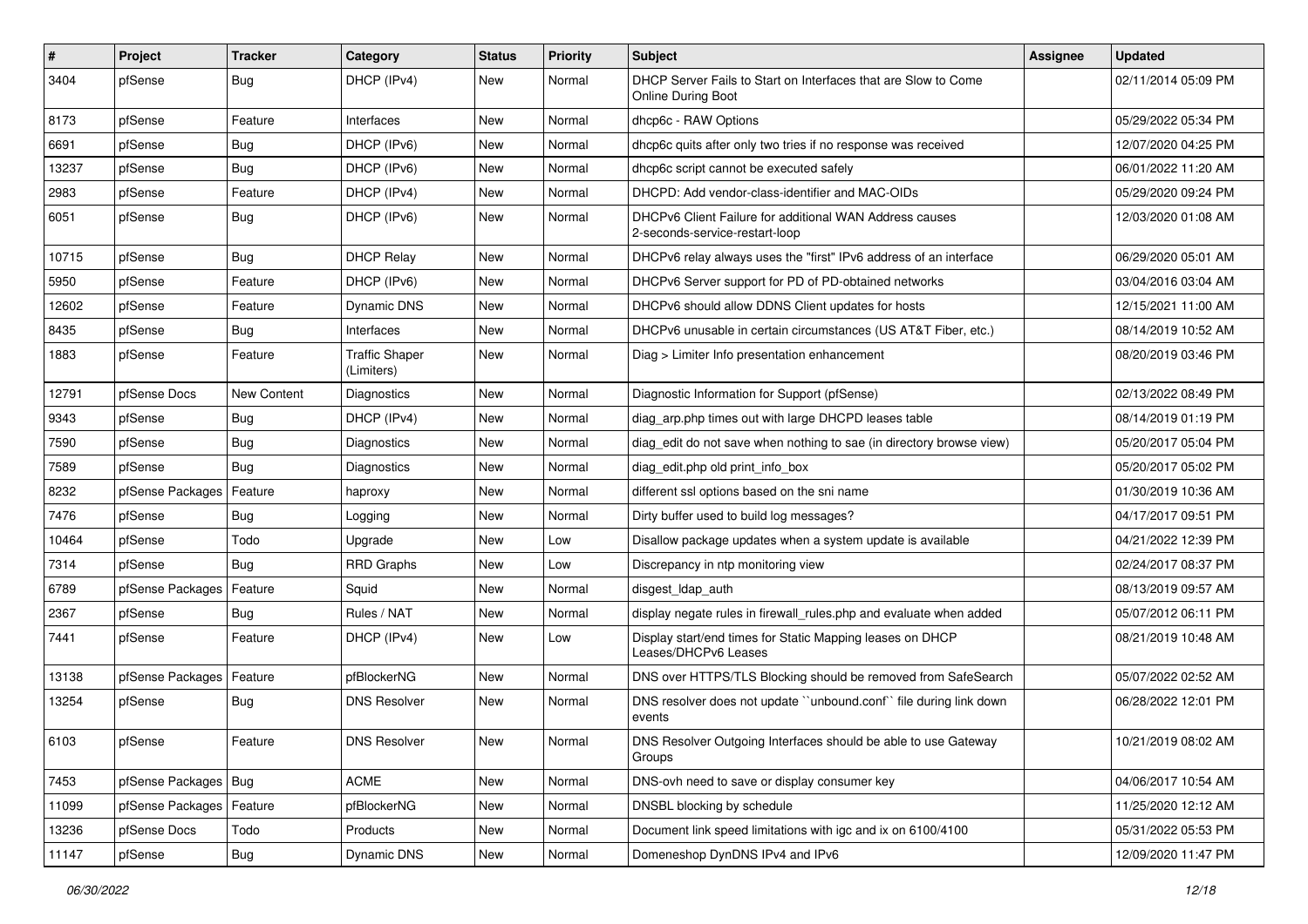| # | Project | Tracker | Category | Status | Priority | Subject | Assignee | Updated |
|---|---|---|---|---|---|---|---|---|
| 3404 | pfSense | Bug | DHCP (IPv4) | New | Normal | DHCP Server Fails to Start on Interfaces that are Slow to Come Online During Boot | | 02/11/2014 05:09 PM |
| 8173 | pfSense | Feature | Interfaces | New | Normal | dhcp6c - RAW Options | | 05/29/2022 05:34 PM |
| 6691 | pfSense | Bug | DHCP (IPv6) | New | Normal | dhcp6c quits after only two tries if no response was received | | 12/07/2020 04:25 PM |
| 13237 | pfSense | Bug | DHCP (IPv6) | New | Normal | dhcp6c script cannot be executed safely | | 06/01/2022 11:20 AM |
| 2983 | pfSense | Feature | DHCP (IPv4) | New | Normal | DHCPD: Add vendor-class-identifier and MAC-OIDs | | 05/29/2020 09:24 PM |
| 6051 | pfSense | Bug | DHCP (IPv6) | New | Normal | DHCPv6 Client Failure for additional WAN Address causes 2-seconds-service-restart-loop | | 12/03/2020 01:08 AM |
| 10715 | pfSense | Bug | DHCP Relay | New | Normal | DHCPv6 relay always uses the "first" IPv6 address of an interface | | 06/29/2020 05:01 AM |
| 5950 | pfSense | Feature | DHCP (IPv6) | New | Normal | DHCPv6 Server support for PD of PD-obtained networks | | 03/04/2016 03:04 AM |
| 12602 | pfSense | Feature | Dynamic DNS | New | Normal | DHCPv6 should allow DDNS Client updates for hosts | | 12/15/2021 11:00 AM |
| 8435 | pfSense | Bug | Interfaces | New | Normal | DHCPv6 unusable in certain circumstances (US AT&T Fiber, etc.) | | 08/14/2019 10:52 AM |
| 1883 | pfSense | Feature | Traffic Shaper (Limiters) | New | Normal | Diag > Limiter Info presentation enhancement | | 08/20/2019 03:46 PM |
| 12791 | pfSense Docs | New Content | Diagnostics | New | Normal | Diagnostic Information for Support (pfSense) | | 02/13/2022 08:49 PM |
| 9343 | pfSense | Bug | DHCP (IPv4) | New | Normal | diag_arp.php times out with large DHCPD leases table | | 08/14/2019 01:19 PM |
| 7590 | pfSense | Bug | Diagnostics | New | Normal | diag_edit do not save when nothing to sae (in directory browse view) | | 05/20/2017 05:04 PM |
| 7589 | pfSense | Bug | Diagnostics | New | Normal | diag_edit.php old print_info_box | | 05/20/2017 05:02 PM |
| 8232 | pfSense Packages | Feature | haproxy | New | Normal | different ssl options based on the sni name | | 01/30/2019 10:36 AM |
| 7476 | pfSense | Bug | Logging | New | Normal | Dirty buffer used to build log messages? | | 04/17/2017 09:51 PM |
| 10464 | pfSense | Todo | Upgrade | New | Low | Disallow package updates when a system update is available | | 04/21/2022 12:39 PM |
| 7314 | pfSense | Bug | RRD Graphs | New | Low | Discrepancy in ntp monitoring view | | 02/24/2017 08:37 PM |
| 6789 | pfSense Packages | Feature | Squid | New | Normal | disgest_ldap_auth | | 08/13/2019 09:57 AM |
| 2367 | pfSense | Bug | Rules / NAT | New | Normal | display negate rules in firewall_rules.php and evaluate when added | | 05/07/2012 06:11 PM |
| 7441 | pfSense | Feature | DHCP (IPv4) | New | Low | Display start/end times for Static Mapping leases on DHCP Leases/DHCPv6 Leases | | 08/21/2019 10:48 AM |
| 13138 | pfSense Packages | Feature | pfBlockerNG | New | Normal | DNS over HTTPS/TLS Blocking should be removed from SafeSearch | | 05/07/2022 02:52 AM |
| 13254 | pfSense | Bug | DNS Resolver | New | Normal | DNS resolver does not update ``unbound.conf`` file during link down events | | 06/28/2022 12:01 PM |
| 6103 | pfSense | Feature | DNS Resolver | New | Normal | DNS Resolver Outgoing Interfaces should be able to use Gateway Groups | | 10/21/2019 08:02 AM |
| 7453 | pfSense Packages | Bug | ACME | New | Normal | DNS-ovh need to save or display consumer key | | 04/06/2017 10:54 AM |
| 11099 | pfSense Packages | Feature | pfBlockerNG | New | Normal | DNSBL blocking by schedule | | 11/25/2020 12:12 AM |
| 13236 | pfSense Docs | Todo | Products | New | Normal | Document link speed limitations with igc and ix on 6100/4100 | | 05/31/2022 05:53 PM |
| 11147 | pfSense | Bug | Dynamic DNS | New | Normal | Domeneshop DynDNS IPv4 and IPv6 | | 12/09/2020 11:47 PM |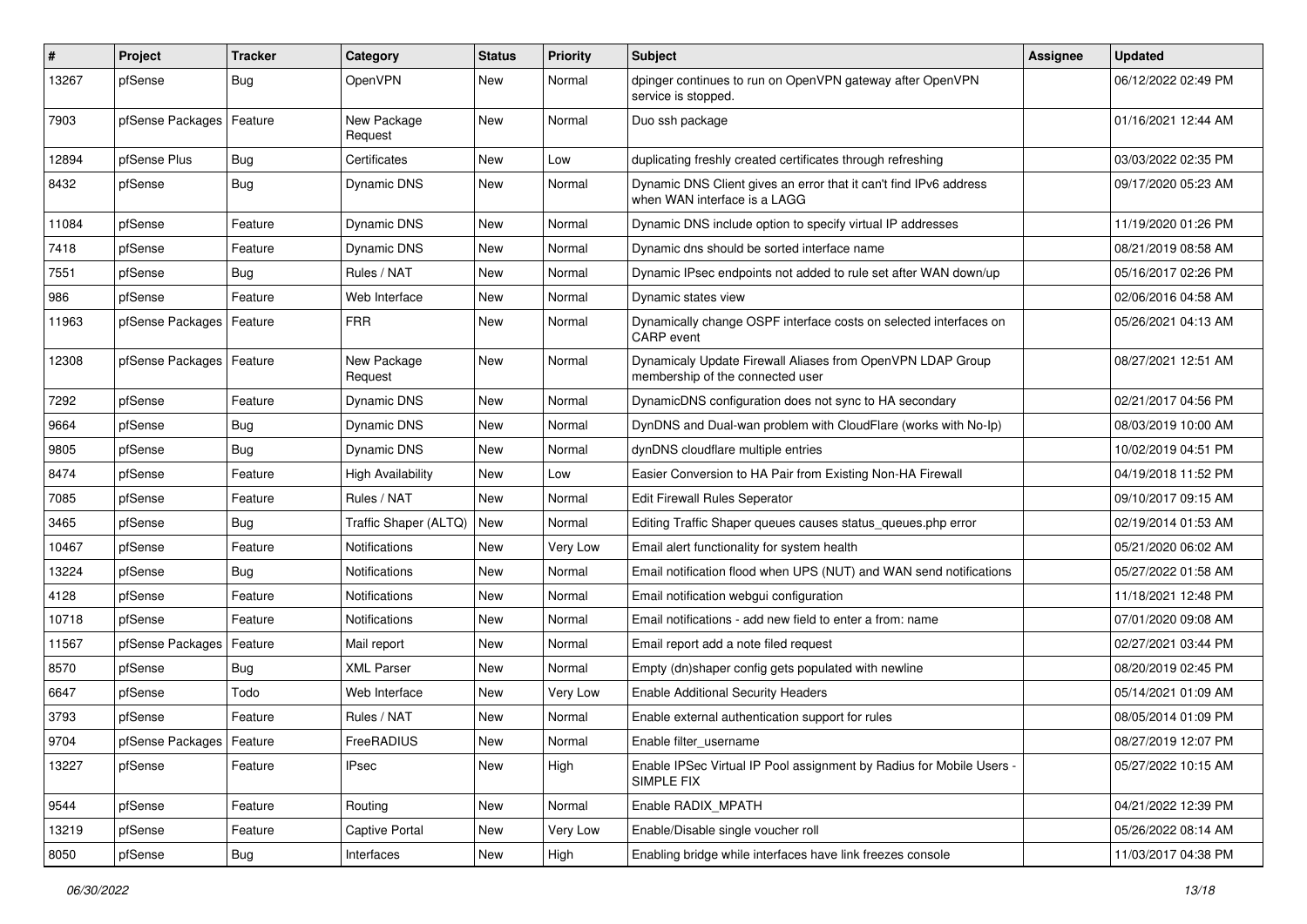| # | Project | Tracker | Category | Status | Priority | Subject | Assignee | Updated |
|---|---|---|---|---|---|---|---|---|
| 13267 | pfSense | Bug | OpenVPN | New | Normal | dpinger continues to run on OpenVPN gateway after OpenVPN service is stopped. | | 06/12/2022 02:49 PM |
| 7903 | pfSense Packages | Feature | New Package Request | New | Normal | Duo ssh package | | 01/16/2021 12:44 AM |
| 12894 | pfSense Plus | Bug | Certificates | New | Low | duplicating freshly created certificates through refreshing | | 03/03/2022 02:35 PM |
| 8432 | pfSense | Bug | Dynamic DNS | New | Normal | Dynamic DNS Client gives an error that it can't find IPv6 address when WAN interface is a LAGG | | 09/17/2020 05:23 AM |
| 11084 | pfSense | Feature | Dynamic DNS | New | Normal | Dynamic DNS include option to specify virtual IP addresses | | 11/19/2020 01:26 PM |
| 7418 | pfSense | Feature | Dynamic DNS | New | Normal | Dynamic dns should be sorted interface name | | 08/21/2019 08:58 AM |
| 7551 | pfSense | Bug | Rules / NAT | New | Normal | Dynamic IPsec endpoints not added to rule set after WAN down/up | | 05/16/2017 02:26 PM |
| 986 | pfSense | Feature | Web Interface | New | Normal | Dynamic states view | | 02/06/2016 04:58 AM |
| 11963 | pfSense Packages | Feature | FRR | New | Normal | Dynamically change OSPF interface costs on selected interfaces on CARP event | | 05/26/2021 04:13 AM |
| 12308 | pfSense Packages | Feature | New Package Request | New | Normal | Dynamicaly Update Firewall Aliases from OpenVPN LDAP Group membership of the connected user | | 08/27/2021 12:51 AM |
| 7292 | pfSense | Feature | Dynamic DNS | New | Normal | DynamicDNS configuration does not sync to HA secondary | | 02/21/2017 04:56 PM |
| 9664 | pfSense | Bug | Dynamic DNS | New | Normal | DynDNS and Dual-wan problem with CloudFlare (works with No-Ip) | | 08/03/2019 10:00 AM |
| 9805 | pfSense | Bug | Dynamic DNS | New | Normal | dynDNS cloudflare multiple entries | | 10/02/2019 04:51 PM |
| 8474 | pfSense | Feature | High Availability | New | Low | Easier Conversion to HA Pair from Existing Non-HA Firewall | | 04/19/2018 11:52 PM |
| 7085 | pfSense | Feature | Rules / NAT | New | Normal | Edit Firewall Rules Seperator | | 09/10/2017 09:15 AM |
| 3465 | pfSense | Bug | Traffic Shaper (ALTQ) | New | Normal | Editing Traffic Shaper queues causes status_queues.php error | | 02/19/2014 01:53 AM |
| 10467 | pfSense | Feature | Notifications | New | Very Low | Email alert functionality for system health | | 05/21/2020 06:02 AM |
| 13224 | pfSense | Bug | Notifications | New | Normal | Email notification flood when UPS (NUT) and WAN send notifications | | 05/27/2022 01:58 AM |
| 4128 | pfSense | Feature | Notifications | New | Normal | Email notification webgui configuration | | 11/18/2021 12:48 PM |
| 10718 | pfSense | Feature | Notifications | New | Normal | Email notifications - add new field to enter a from: name | | 07/01/2020 09:08 AM |
| 11567 | pfSense Packages | Feature | Mail report | New | Normal | Email report add a note filed request | | 02/27/2021 03:44 PM |
| 8570 | pfSense | Bug | XML Parser | New | Normal | Empty (dn)shaper config gets populated with newline | | 08/20/2019 02:45 PM |
| 6647 | pfSense | Todo | Web Interface | New | Very Low | Enable Additional Security Headers | | 05/14/2021 01:09 AM |
| 3793 | pfSense | Feature | Rules / NAT | New | Normal | Enable external authentication support for rules | | 08/05/2014 01:09 PM |
| 9704 | pfSense Packages | Feature | FreeRADIUS | New | Normal | Enable filter_username | | 08/27/2019 12:07 PM |
| 13227 | pfSense | Feature | IPsec | New | High | Enable IPSec Virtual IP Pool assignment by Radius for Mobile Users - SIMPLE FIX | | 05/27/2022 10:15 AM |
| 9544 | pfSense | Feature | Routing | New | Normal | Enable RADIX_MPATH | | 04/21/2022 12:39 PM |
| 13219 | pfSense | Feature | Captive Portal | New | Very Low | Enable/Disable single voucher roll | | 05/26/2022 08:14 AM |
| 8050 | pfSense | Bug | Interfaces | New | High | Enabling bridge while interfaces have link freezes console | | 11/03/2017 04:38 PM |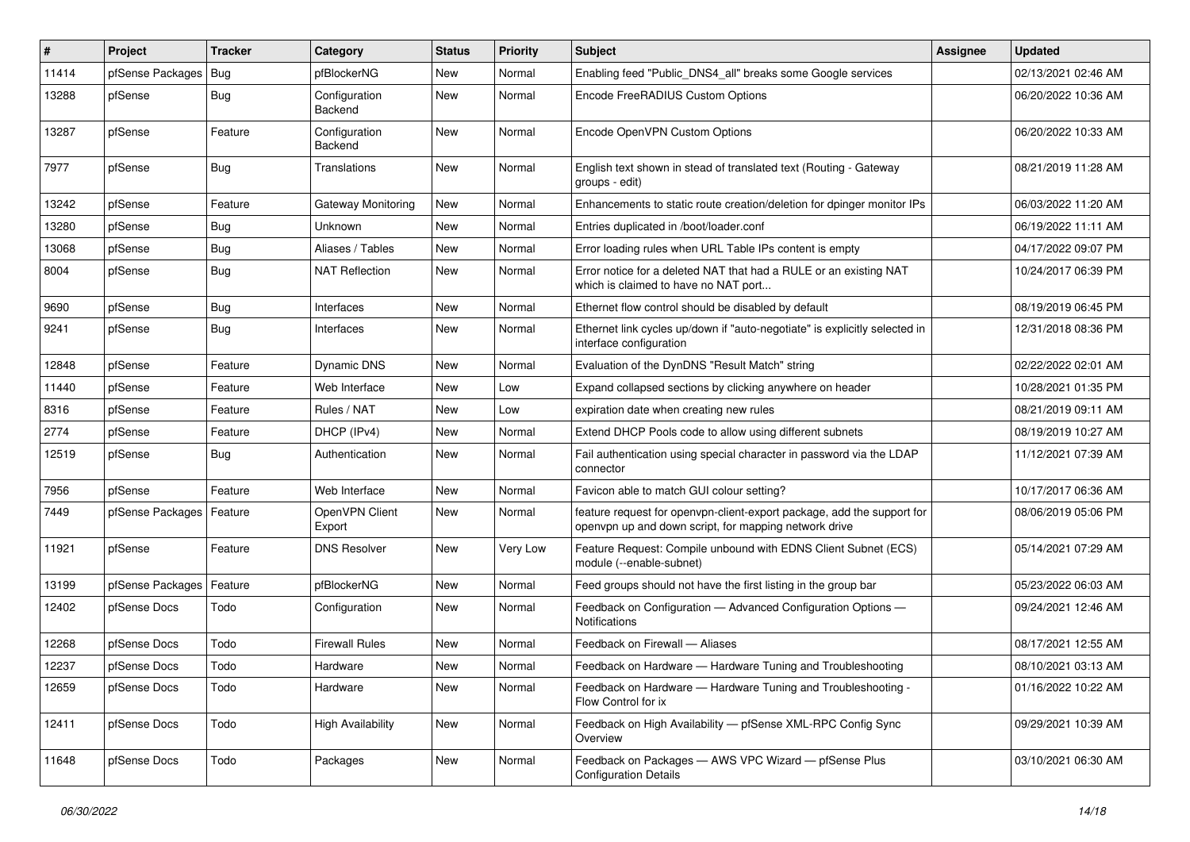| # | Project | Tracker | Category | Status | Priority | Subject | Assignee | Updated |
|---|---|---|---|---|---|---|---|---|
| 11414 | pfSense Packages | Bug | pfBlockerNG | New | Normal | Enabling feed "Public_DNS4_all" breaks some Google services | | 02/13/2021 02:46 AM |
| 13288 | pfSense | Bug | Configuration Backend | New | Normal | Encode FreeRADIUS Custom Options | | 06/20/2022 10:36 AM |
| 13287 | pfSense | Feature | Configuration Backend | New | Normal | Encode OpenVPN Custom Options | | 06/20/2022 10:33 AM |
| 7977 | pfSense | Bug | Translations | New | Normal | English text shown in stead of translated text (Routing - Gateway groups - edit) | | 08/21/2019 11:28 AM |
| 13242 | pfSense | Feature | Gateway Monitoring | New | Normal | Enhancements to static route creation/deletion for dpinger monitor IPs | | 06/03/2022 11:20 AM |
| 13280 | pfSense | Bug | Unknown | New | Normal | Entries duplicated in /boot/loader.conf | | 06/19/2022 11:11 AM |
| 13068 | pfSense | Bug | Aliases / Tables | New | Normal | Error loading rules when URL Table IPs content is empty | | 04/17/2022 09:07 PM |
| 8004 | pfSense | Bug | NAT Reflection | New | Normal | Error notice for a deleted NAT that had a RULE or an existing NAT which is claimed to have no NAT port... | | 10/24/2017 06:39 PM |
| 9690 | pfSense | Bug | Interfaces | New | Normal | Ethernet flow control should be disabled by default | | 08/19/2019 06:45 PM |
| 9241 | pfSense | Bug | Interfaces | New | Normal | Ethernet link cycles up/down if "auto-negotiate" is explicitly selected in interface configuration | | 12/31/2018 08:36 PM |
| 12848 | pfSense | Feature | Dynamic DNS | New | Normal | Evaluation of the DynDNS "Result Match" string | | 02/22/2022 02:01 AM |
| 11440 | pfSense | Feature | Web Interface | New | Low | Expand collapsed sections by clicking anywhere on header | | 10/28/2021 01:35 PM |
| 8316 | pfSense | Feature | Rules / NAT | New | Low | expiration date when creating new rules | | 08/21/2019 09:11 AM |
| 2774 | pfSense | Feature | DHCP (IPv4) | New | Normal | Extend DHCP Pools code to allow using different subnets | | 08/19/2019 10:27 AM |
| 12519 | pfSense | Bug | Authentication | New | Normal | Fail authentication using special character in password via the LDAP connector | | 11/12/2021 07:39 AM |
| 7956 | pfSense | Feature | Web Interface | New | Normal | Favicon able to match GUI colour setting? | | 10/17/2017 06:36 AM |
| 7449 | pfSense Packages | Feature | OpenVPN Client Export | New | Normal | feature request for openvpn-client-export package, add the support for openvpn up and down script, for mapping network drive | | 08/06/2019 05:06 PM |
| 11921 | pfSense | Feature | DNS Resolver | New | Very Low | Feature Request: Compile unbound with EDNS Client Subnet (ECS) module (--enable-subnet) | | 05/14/2021 07:29 AM |
| 13199 | pfSense Packages | Feature | pfBlockerNG | New | Normal | Feed groups should not have the first listing in the group bar | | 05/23/2022 06:03 AM |
| 12402 | pfSense Docs | Todo | Configuration | New | Normal | Feedback on Configuration — Advanced Configuration Options — Notifications | | 09/24/2021 12:46 AM |
| 12268 | pfSense Docs | Todo | Firewall Rules | New | Normal | Feedback on Firewall — Aliases | | 08/17/2021 12:55 AM |
| 12237 | pfSense Docs | Todo | Hardware | New | Normal | Feedback on Hardware — Hardware Tuning and Troubleshooting | | 08/10/2021 03:13 AM |
| 12659 | pfSense Docs | Todo | Hardware | New | Normal | Feedback on Hardware — Hardware Tuning and Troubleshooting - Flow Control for ix | | 01/16/2022 10:22 AM |
| 12411 | pfSense Docs | Todo | High Availability | New | Normal | Feedback on High Availability — pfSense XML-RPC Config Sync Overview | | 09/29/2021 10:39 AM |
| 11648 | pfSense Docs | Todo | Packages | New | Normal | Feedback on Packages — AWS VPC Wizard — pfSense Plus Configuration Details | | 03/10/2021 06:30 AM |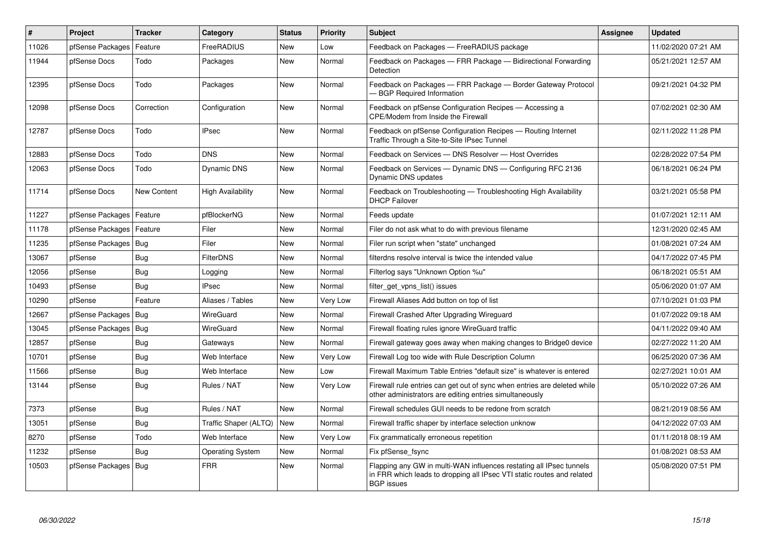| # | Project | Tracker | Category | Status | Priority | Subject | Assignee | Updated |
|---|---|---|---|---|---|---|---|---|
| 11026 | pfSense Packages | Feature | FreeRADIUS | New | Low | Feedback on Packages — FreeRADIUS package | | 11/02/2020 07:21 AM |
| 11944 | pfSense Docs | Todo | Packages | New | Normal | Feedback on Packages — FRR Package — Bidirectional Forwarding Detection | | 05/21/2021 12:57 AM |
| 12395 | pfSense Docs | Todo | Packages | New | Normal | Feedback on Packages — FRR Package — Border Gateway Protocol — BGP Required Information | | 09/21/2021 04:32 PM |
| 12098 | pfSense Docs | Correction | Configuration | New | Normal | Feedback on pfSense Configuration Recipes — Accessing a CPE/Modem from Inside the Firewall | | 07/02/2021 02:30 AM |
| 12787 | pfSense Docs | Todo | IPsec | New | Normal | Feedback on pfSense Configuration Recipes — Routing Internet Traffic Through a Site-to-Site IPsec Tunnel | | 02/11/2022 11:28 PM |
| 12883 | pfSense Docs | Todo | DNS | New | Normal | Feedback on Services — DNS Resolver — Host Overrides | | 02/28/2022 07:54 PM |
| 12063 | pfSense Docs | Todo | Dynamic DNS | New | Normal | Feedback on Services — Dynamic DNS — Configuring RFC 2136 Dynamic DNS updates | | 06/18/2021 06:24 PM |
| 11714 | pfSense Docs | New Content | High Availability | New | Normal | Feedback on Troubleshooting — Troubleshooting High Availability DHCP Failover | | 03/21/2021 05:58 PM |
| 11227 | pfSense Packages | Feature | pfBlockerNG | New | Normal | Feeds update | | 01/07/2021 12:11 AM |
| 11178 | pfSense Packages | Feature | Filer | New | Normal | Filer do not ask what to do with previous filename | | 12/31/2020 02:45 AM |
| 11235 | pfSense Packages | Bug | Filer | New | Normal | Filer run script when "state" unchanged | | 01/08/2021 07:24 AM |
| 13067 | pfSense | Bug | FilterDNS | New | Normal | filterdns resolve interval is twice the intended value | | 04/17/2022 07:45 PM |
| 12056 | pfSense | Bug | Logging | New | Normal | Filterlog says "Unknown Option %u" | | 06/18/2021 05:51 AM |
| 10493 | pfSense | Bug | IPsec | New | Normal | filter_get_vpns_list() issues | | 05/06/2020 01:07 AM |
| 10290 | pfSense | Feature | Aliases / Tables | New | Very Low | Firewall Aliases Add button on top of list | | 07/10/2021 01:03 PM |
| 12667 | pfSense Packages | Bug | WireGuard | New | Normal | Firewall Crashed After Upgrading Wireguard | | 01/07/2022 09:18 AM |
| 13045 | pfSense Packages | Bug | WireGuard | New | Normal | Firewall floating rules ignore WireGuard traffic | | 04/11/2022 09:40 AM |
| 12857 | pfSense | Bug | Gateways | New | Normal | Firewall gateway goes away when making changes to Bridge0 device | | 02/27/2022 11:20 AM |
| 10701 | pfSense | Bug | Web Interface | New | Very Low | Firewall Log too wide with Rule Description Column | | 06/25/2020 07:36 AM |
| 11566 | pfSense | Bug | Web Interface | New | Low | Firewall Maximum Table Entries "default size" is whatever is entered | | 02/27/2021 10:01 AM |
| 13144 | pfSense | Bug | Rules / NAT | New | Very Low | Firewall rule entries can get out of sync when entries are deleted while other administrators are editing entries simultaneously | | 05/10/2022 07:26 AM |
| 7373 | pfSense | Bug | Rules / NAT | New | Normal | Firewall schedules GUI needs to be redone from scratch | | 08/21/2019 08:56 AM |
| 13051 | pfSense | Bug | Traffic Shaper (ALTQ) | New | Normal | Firewall traffic shaper by interface selection unknow | | 04/12/2022 07:03 AM |
| 8270 | pfSense | Todo | Web Interface | New | Very Low | Fix grammatically erroneous repetition | | 01/11/2018 08:19 AM |
| 11232 | pfSense | Bug | Operating System | New | Normal | Fix pfSense_fsync | | 01/08/2021 08:53 AM |
| 10503 | pfSense Packages | Bug | FRR | New | Normal | Flapping any GW in multi-WAN influences restating all IPsec tunnels in FRR which leads to dropping all IPsec VTI static routes and related BGP issues | | 05/08/2020 07:51 PM |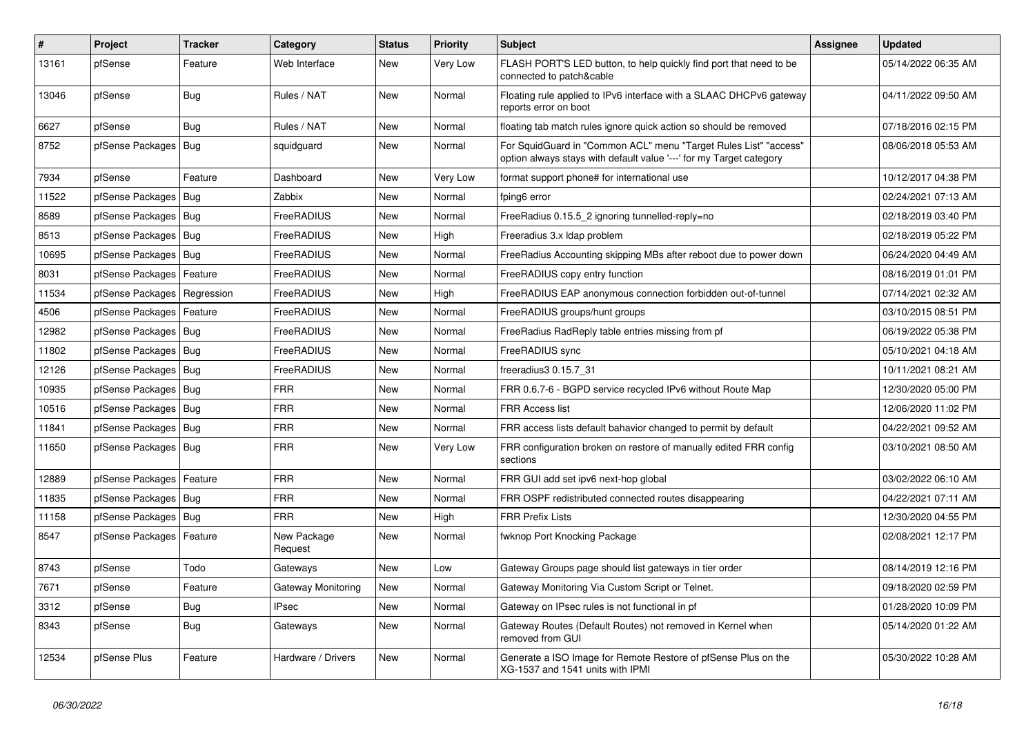| # | Project | Tracker | Category | Status | Priority | Subject | Assignee | Updated |
|---|---|---|---|---|---|---|---|---|
| 13161 | pfSense | Feature | Web Interface | New | Very Low | FLASH PORT'S LED button, to help quickly find port that need to be connected to patch&cable | | 05/14/2022 06:35 AM |
| 13046 | pfSense | Bug | Rules / NAT | New | Normal | Floating rule applied to IPv6 interface with a SLAAC DHCPv6 gateway reports error on boot | | 04/11/2022 09:50 AM |
| 6627 | pfSense | Bug | Rules / NAT | New | Normal | floating tab match rules ignore quick action so should be removed | | 07/18/2016 02:15 PM |
| 8752 | pfSense Packages | Bug | squidguard | New | Normal | For SquidGuard in "Common ACL" menu "Target Rules List" "access" option always stays with default value '---' for my Target category | | 08/06/2018 05:53 AM |
| 7934 | pfSense | Feature | Dashboard | New | Very Low | format support phone# for international use | | 10/12/2017 04:38 PM |
| 11522 | pfSense Packages | Bug | Zabbix | New | Normal | fping6 error | | 02/24/2021 07:13 AM |
| 8589 | pfSense Packages | Bug | FreeRADIUS | New | Normal | FreeRadius 0.15.5_2 ignoring tunnelled-reply=no | | 02/18/2019 03:40 PM |
| 8513 | pfSense Packages | Bug | FreeRADIUS | New | High | Freeradius 3.x ldap problem | | 02/18/2019 05:22 PM |
| 10695 | pfSense Packages | Bug | FreeRADIUS | New | Normal | FreeRadius Accounting skipping MBs after reboot due to power down | | 06/24/2020 04:49 AM |
| 8031 | pfSense Packages | Feature | FreeRADIUS | New | Normal | FreeRADIUS copy entry function | | 08/16/2019 01:01 PM |
| 11534 | pfSense Packages | Regression | FreeRADIUS | New | High | FreeRADIUS EAP anonymous connection forbidden out-of-tunnel | | 07/14/2021 02:32 AM |
| 4506 | pfSense Packages | Feature | FreeRADIUS | New | Normal | FreeRADIUS groups/hunt groups | | 03/10/2015 08:51 PM |
| 12982 | pfSense Packages | Bug | FreeRADIUS | New | Normal | FreeRadius RadReply table entries missing from pf | | 06/19/2022 05:38 PM |
| 11802 | pfSense Packages | Bug | FreeRADIUS | New | Normal | FreeRADIUS sync | | 05/10/2021 04:18 AM |
| 12126 | pfSense Packages | Bug | FreeRADIUS | New | Normal | freeradius3 0.15.7_31 | | 10/11/2021 08:21 AM |
| 10935 | pfSense Packages | Bug | FRR | New | Normal | FRR 0.6.7-6 - BGPD service recycled IPv6 without Route Map | | 12/30/2020 05:00 PM |
| 10516 | pfSense Packages | Bug | FRR | New | Normal | FRR Access list | | 12/06/2020 11:02 PM |
| 11841 | pfSense Packages | Bug | FRR | New | Normal | FRR access lists default bahavior changed to permit by default | | 04/22/2021 09:52 AM |
| 11650 | pfSense Packages | Bug | FRR | New | Very Low | FRR configuration broken on restore of manually edited FRR config sections | | 03/10/2021 08:50 AM |
| 12889 | pfSense Packages | Feature | FRR | New | Normal | FRR GUI add set ipv6 next-hop global | | 03/02/2022 06:10 AM |
| 11835 | pfSense Packages | Bug | FRR | New | Normal | FRR OSPF redistributed connected routes disappearing | | 04/22/2021 07:11 AM |
| 11158 | pfSense Packages | Bug | FRR | New | High | FRR Prefix Lists | | 12/30/2020 04:55 PM |
| 8547 | pfSense Packages | Feature | New Package Request | New | Normal | fwknop Port Knocking Package | | 02/08/2021 12:17 PM |
| 8743 | pfSense | Todo | Gateways | New | Low | Gateway Groups page should list gateways in tier order | | 08/14/2019 12:16 PM |
| 7671 | pfSense | Feature | Gateway Monitoring | New | Normal | Gateway Monitoring Via Custom Script or Telnet. | | 09/18/2020 02:59 PM |
| 3312 | pfSense | Bug | IPsec | New | Normal | Gateway on IPsec rules is not functional in pf | | 01/28/2020 10:09 PM |
| 8343 | pfSense | Bug | Gateways | New | Normal | Gateway Routes (Default Routes) not removed in Kernel when removed from GUI | | 05/14/2020 01:22 AM |
| 12534 | pfSense Plus | Feature | Hardware / Drivers | New | Normal | Generate a ISO Image for Remote Restore of pfSense Plus on the XG-1537 and 1541 units with IPMI | | 05/30/2022 10:28 AM |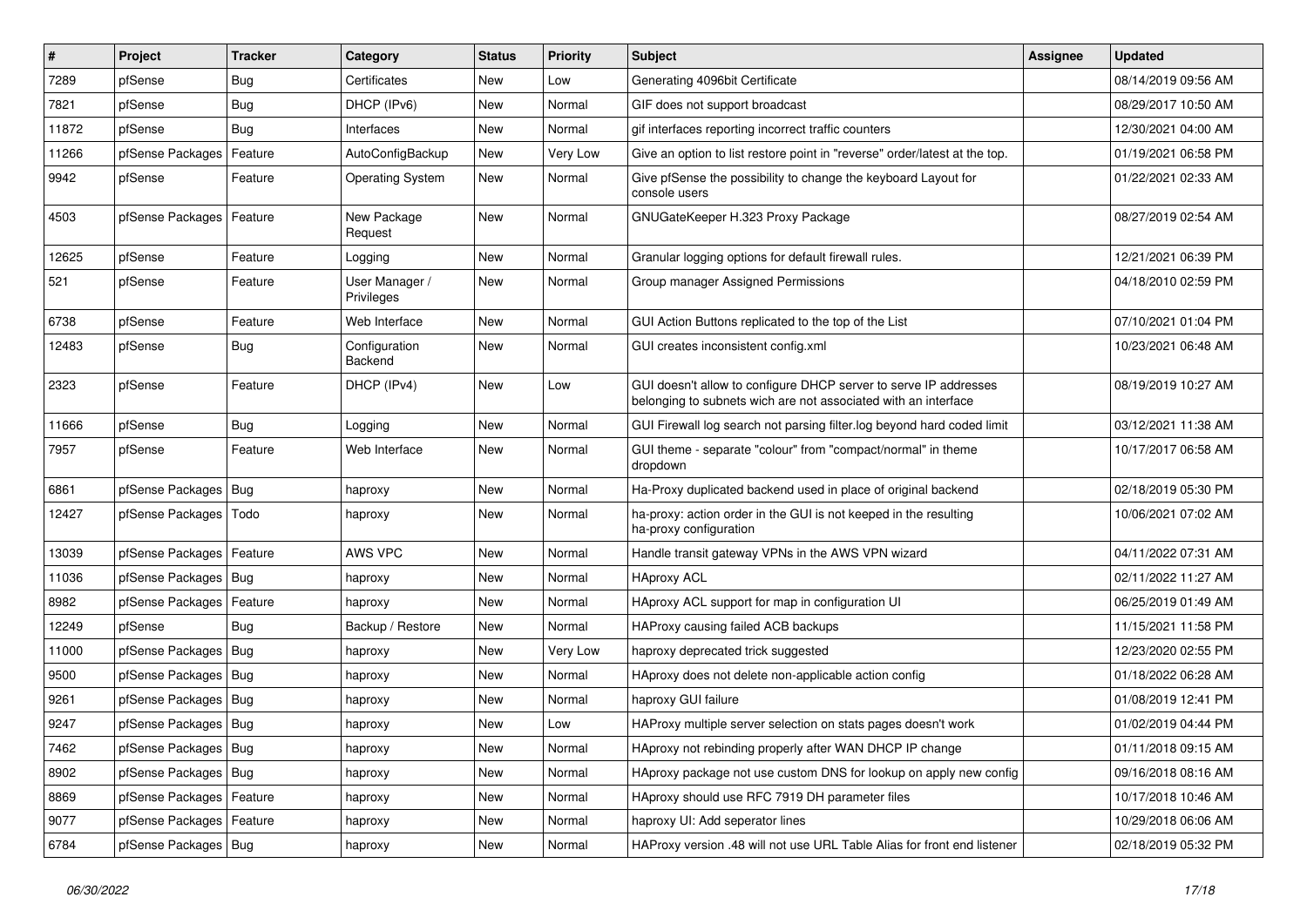| # | Project | Tracker | Category | Status | Priority | Subject | Assignee | Updated |
|---|---|---|---|---|---|---|---|---|
| 7289 | pfSense | Bug | Certificates | New | Low | Generating 4096bit Certificate | | 08/14/2019 09:56 AM |
| 7821 | pfSense | Bug | DHCP (IPv6) | New | Normal | GIF does not support broadcast | | 08/29/2017 10:50 AM |
| 11872 | pfSense | Bug | Interfaces | New | Normal | gif interfaces reporting incorrect traffic counters | | 12/30/2021 04:00 AM |
| 11266 | pfSense Packages | Feature | AutoConfigBackup | New | Very Low | Give an option to list restore point in "reverse" order/latest at the top. | | 01/19/2021 06:58 PM |
| 9942 | pfSense | Feature | Operating System | New | Normal | Give pfSense the possibility to change the keyboard Layout for console users | | 01/22/2021 02:33 AM |
| 4503 | pfSense Packages | Feature | New Package Request | New | Normal | GNUGateKeeper H.323 Proxy Package | | 08/27/2019 02:54 AM |
| 12625 | pfSense | Feature | Logging | New | Normal | Granular logging options for default firewall rules. | | 12/21/2021 06:39 PM |
| 521 | pfSense | Feature | User Manager / Privileges | New | Normal | Group manager Assigned Permissions | | 04/18/2010 02:59 PM |
| 6738 | pfSense | Feature | Web Interface | New | Normal | GUI Action Buttons replicated to the top of the List | | 07/10/2021 01:04 PM |
| 12483 | pfSense | Bug | Configuration Backend | New | Normal | GUI creates inconsistent config.xml | | 10/23/2021 06:48 AM |
| 2323 | pfSense | Feature | DHCP (IPv4) | New | Low | GUI doesn't allow to configure DHCP server to serve IP addresses belonging to subnets wich are not associated with an interface | | 08/19/2019 10:27 AM |
| 11666 | pfSense | Bug | Logging | New | Normal | GUI Firewall log search not parsing filter.log beyond hard coded limit | | 03/12/2021 11:38 AM |
| 7957 | pfSense | Feature | Web Interface | New | Normal | GUI theme - separate "colour" from "compact/normal" in theme dropdown | | 10/17/2017 06:58 AM |
| 6861 | pfSense Packages | Bug | haproxy | New | Normal | Ha-Proxy duplicated backend used in place of original backend | | 02/18/2019 05:30 PM |
| 12427 | pfSense Packages | Todo | haproxy | New | Normal | ha-proxy: action order in the GUI is not keeped in the resulting ha-proxy configuration | | 10/06/2021 07:02 AM |
| 13039 | pfSense Packages | Feature | AWS VPC | New | Normal | Handle transit gateway VPNs in the AWS VPN wizard | | 04/11/2022 07:31 AM |
| 11036 | pfSense Packages | Bug | haproxy | New | Normal | HAproxy ACL | | 02/11/2022 11:27 AM |
| 8982 | pfSense Packages | Feature | haproxy | New | Normal | HAproxy ACL support for map in configuration UI | | 06/25/2019 01:49 AM |
| 12249 | pfSense | Bug | Backup / Restore | New | Normal | HAProxy causing failed ACB backups | | 11/15/2021 11:58 PM |
| 11000 | pfSense Packages | Bug | haproxy | New | Very Low | haproxy deprecated trick suggested | | 12/23/2020 02:55 PM |
| 9500 | pfSense Packages | Bug | haproxy | New | Normal | HAproxy does not delete non-applicable action config | | 01/18/2022 06:28 AM |
| 9261 | pfSense Packages | Bug | haproxy | New | Normal | haproxy GUI failure | | 01/08/2019 12:41 PM |
| 9247 | pfSense Packages | Bug | haproxy | New | Low | HAProxy multiple server selection on stats pages doesn't work | | 01/02/2019 04:44 PM |
| 7462 | pfSense Packages | Bug | haproxy | New | Normal | HAproxy not rebinding properly after WAN DHCP IP change | | 01/11/2018 09:15 AM |
| 8902 | pfSense Packages | Bug | haproxy | New | Normal | HAproxy package not use custom DNS for lookup on apply new config | | 09/16/2018 08:16 AM |
| 8869 | pfSense Packages | Feature | haproxy | New | Normal | HAproxy should use RFC 7919 DH parameter files | | 10/17/2018 10:46 AM |
| 9077 | pfSense Packages | Feature | haproxy | New | Normal | haproxy UI: Add seperator lines | | 10/29/2018 06:06 AM |
| 6784 | pfSense Packages | Bug | haproxy | New | Normal | HAProxy version .48 will not use URL Table Alias for front end listener | | 02/18/2019 05:32 PM |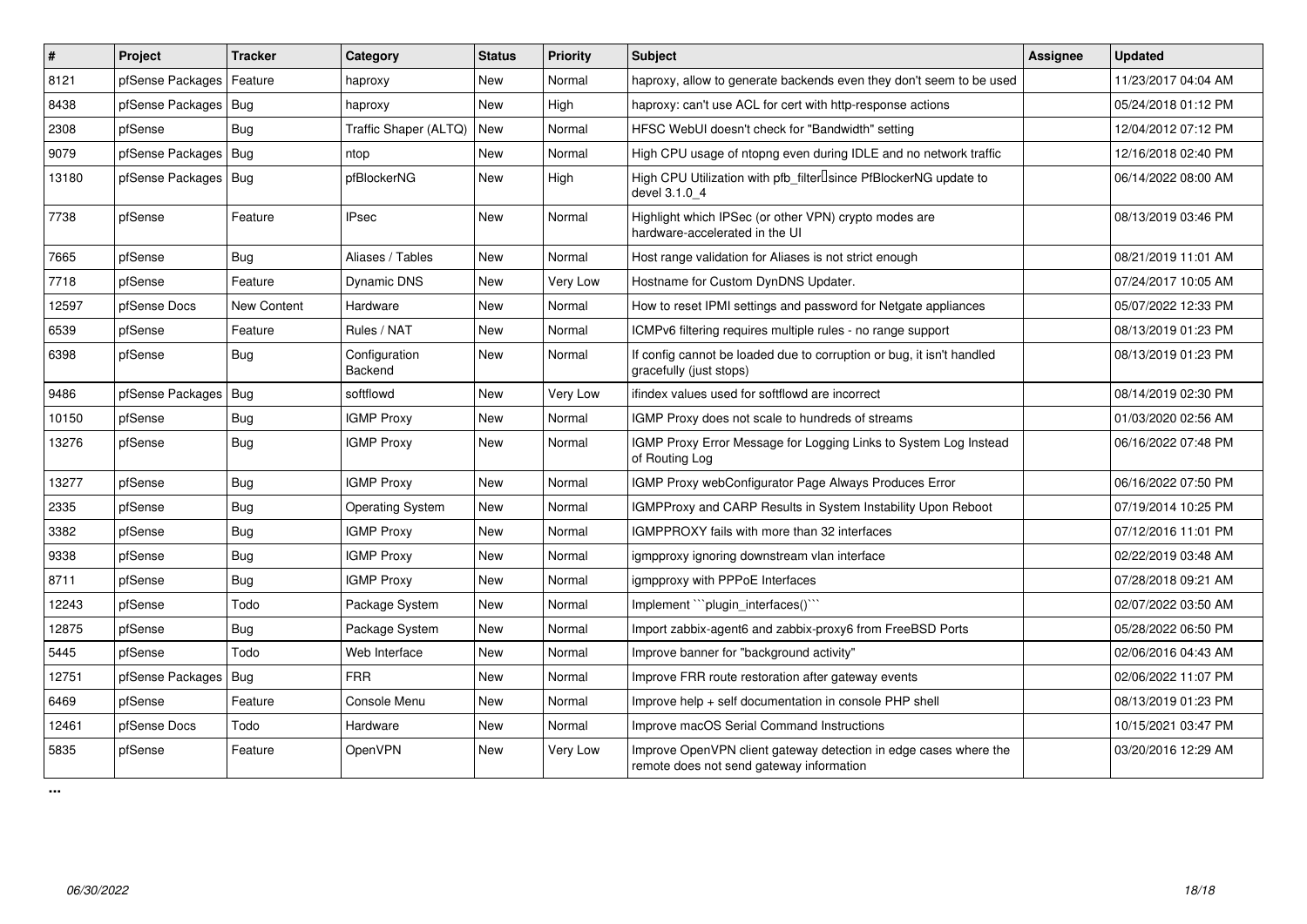| # | Project | Tracker | Category | Status | Priority | Subject | Assignee | Updated |
|---|---|---|---|---|---|---|---|---|
| 8121 | pfSense Packages | Feature | haproxy | New | Normal | haproxy, allow to generate backends even they don't seem to be used | | 11/23/2017 04:04 AM |
| 8438 | pfSense Packages | Bug | haproxy | New | High | haproxy: can't use ACL for cert with http-response actions | | 05/24/2018 01:12 PM |
| 2308 | pfSense | Bug | Traffic Shaper (ALTQ) | New | Normal | HFSC WebUI doesn't check for "Bandwidth" setting | | 12/04/2012 07:12 PM |
| 9079 | pfSense Packages | Bug | ntop | New | Normal | High CPU usage of ntopng even during IDLE and no network traffic | | 12/16/2018 02:40 PM |
| 13180 | pfSense Packages | Bug | pfBlockerNG | New | High | High CPU Utilization with pfb_filter since PfBlockerNG update to devel 3.1.0_4 | | 06/14/2022 08:00 AM |
| 7738 | pfSense | Feature | IPsec | New | Normal | Highlight which IPSec (or other VPN) crypto modes are hardware-accelerated in the UI | | 08/13/2019 03:46 PM |
| 7665 | pfSense | Bug | Aliases / Tables | New | Normal | Host range validation for Aliases is not strict enough | | 08/21/2019 11:01 AM |
| 7718 | pfSense | Feature | Dynamic DNS | New | Very Low | Hostname for Custom DynDNS Updater. | | 07/24/2017 10:05 AM |
| 12597 | pfSense Docs | New Content | Hardware | New | Normal | How to reset IPMI settings and password for Netgate appliances | | 05/07/2022 12:33 PM |
| 6539 | pfSense | Feature | Rules / NAT | New | Normal | ICMPv6 filtering requires multiple rules - no range support | | 08/13/2019 01:23 PM |
| 6398 | pfSense | Bug | Configuration Backend | New | Normal | If config cannot be loaded due to corruption or bug, it isn't handled gracefully (just stops) | | 08/13/2019 01:23 PM |
| 9486 | pfSense Packages | Bug | softflowd | New | Very Low | ifindex values used for softflowd are incorrect | | 08/14/2019 02:30 PM |
| 10150 | pfSense | Bug | IGMP Proxy | New | Normal | IGMP Proxy does not scale to hundreds of streams | | 01/03/2020 02:56 AM |
| 13276 | pfSense | Bug | IGMP Proxy | New | Normal | IGMP Proxy Error Message for Logging Links to System Log Instead of Routing Log | | 06/16/2022 07:48 PM |
| 13277 | pfSense | Bug | IGMP Proxy | New | Normal | IGMP Proxy webConfigurator Page Always Produces Error | | 06/16/2022 07:50 PM |
| 2335 | pfSense | Bug | Operating System | New | Normal | IGMPProxy and CARP Results in System Instability Upon Reboot | | 07/19/2014 10:25 PM |
| 3382 | pfSense | Bug | IGMP Proxy | New | Normal | IGMPPROXY fails with more than 32 interfaces | | 07/12/2016 11:01 PM |
| 9338 | pfSense | Bug | IGMP Proxy | New | Normal | igmpproxy ignoring downstream vlan interface | | 02/22/2019 03:48 AM |
| 8711 | pfSense | Bug | IGMP Proxy | New | Normal | igmpproxy with PPPoE Interfaces | | 07/28/2018 09:21 AM |
| 12243 | pfSense | Todo | Package System | New | Normal | Implement ```plugin_interfaces()``` | | 02/07/2022 03:50 AM |
| 12875 | pfSense | Bug | Package System | New | Normal | Import zabbix-agent6 and zabbix-proxy6 from FreeBSD Ports | | 05/28/2022 06:50 PM |
| 5445 | pfSense | Todo | Web Interface | New | Normal | Improve banner for "background activity" | | 02/06/2016 04:43 AM |
| 12751 | pfSense Packages | Bug | FRR | New | Normal | Improve FRR route restoration after gateway events | | 02/06/2022 11:07 PM |
| 6469 | pfSense | Feature | Console Menu | New | Normal | Improve help + self documentation in console PHP shell | | 08/13/2019 01:23 PM |
| 12461 | pfSense Docs | Todo | Hardware | New | Normal | Improve macOS Serial Command Instructions | | 10/15/2021 03:47 PM |
| 5835 | pfSense | Feature | OpenVPN | New | Very Low | Improve OpenVPN client gateway detection in edge cases where the remote does not send gateway information | | 03/20/2016 12:29 AM |

...